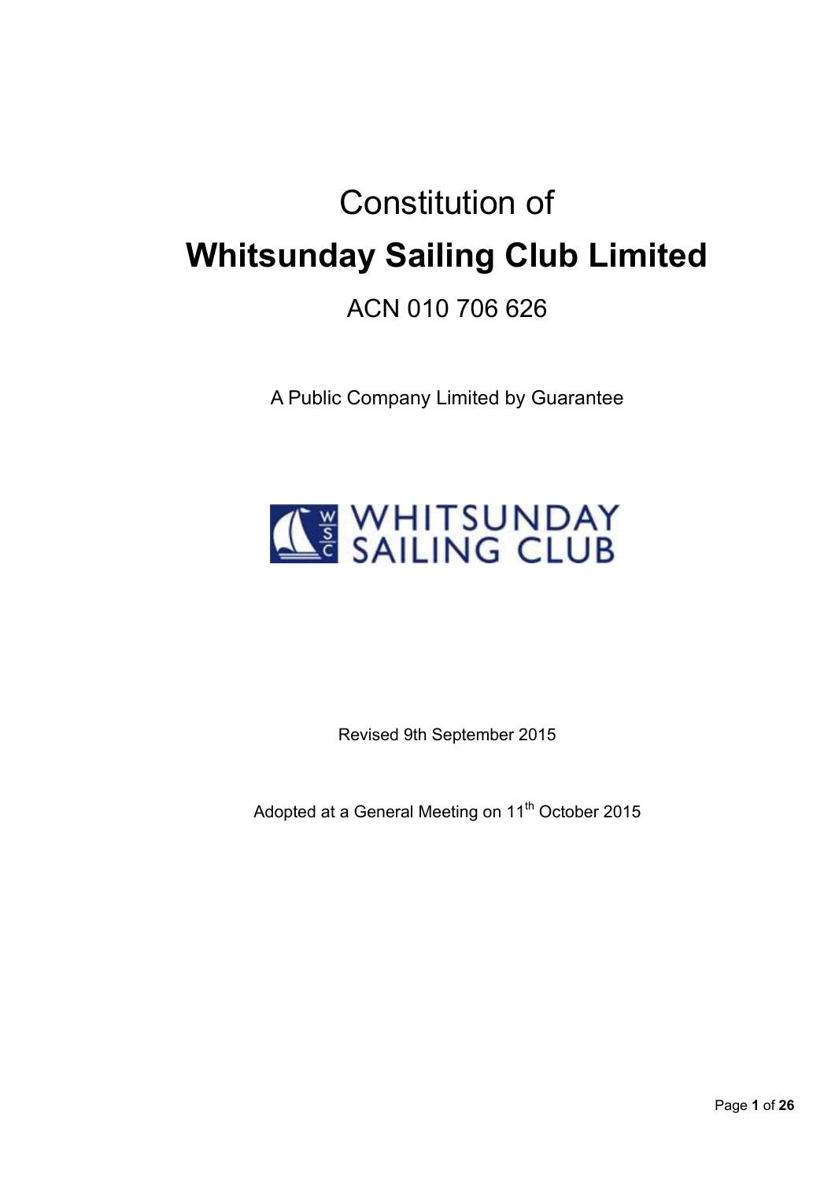# Constitution of

# Whitsunday Sailing Club Limited

## ACN 010 706 626

A Public Company Limited by Guarantee

WHITSUNDAY SAILING CLUB

Revised 9th September 2015

Adopted at a General Meeting on 11th October 2015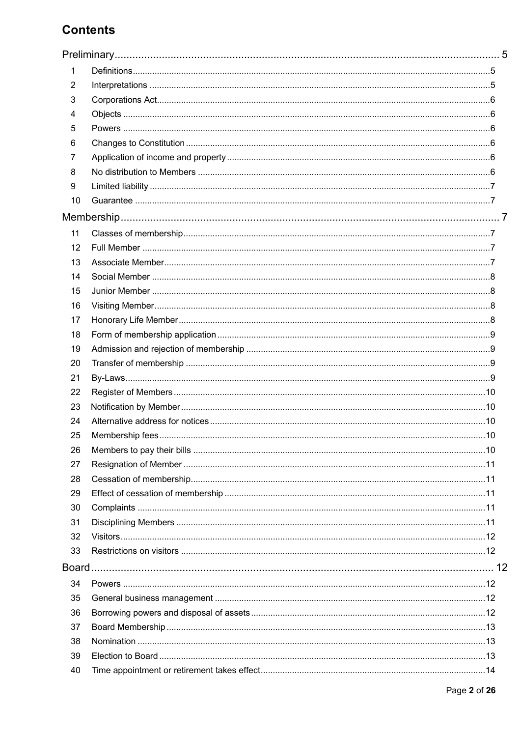# Contents

**Preliminary** ..... 5

| | | |
|---|---|---|
| 1 | Definitions | 5 |
| 2 | Interpretations | 5 |
| 3 | Corporations Act | 6 |
| 4 | Objects | 6 |
| 5 | Powers | 6 |
| 6 | Changes to Constitution | 6 |
| 7 | Application of income and property | 6 |
| 8 | No distribution to Members | 6 |
| 9 | Limited liability | 7 |
| 10 | Guarantee | 7 |

**Membership** ..... 7

| | | |
|---|---|---|
| 11 | Classes of membership | 7 |
| 12 | Full Member | 7 |
| 13 | Associate Member | 7 |
| 14 | Social Member | 8 |
| 15 | Junior Member | 8 |
| 16 | Visiting Member | 8 |
| 17 | Honorary Life Member | 8 |
| 18 | Form of membership application | 9 |
| 19 | Admission and rejection of membership | 9 |
| 20 | Transfer of membership | 9 |
| 21 | By-Laws | 9 |
| 22 | Register of Members | 10 |
| 23 | Notification by Member | 10 |
| 24 | Alternative address for notices | 10 |
| 25 | Membership fees | 10 |
| 26 | Members to pay their bills | 10 |
| 27 | Resignation of Member | 11 |
| 28 | Cessation of membership | 11 |
| 29 | Effect of cessation of membership | 11 |
| 30 | Complaints | 11 |
| 31 | Disciplining Members | 11 |
| 32 | Visitors | 12 |
| 33 | Restrictions on visitors | 12 |

**Board** ..... 12

| | | |
|---|---|---|
| 34 | Powers | 12 |
| 35 | General business management | 12 |
| 36 | Borrowing powers and disposal of assets | 12 |
| 37 | Board Membership | 13 |
| 38 | Nomination | 13 |
| 39 | Election to Board | 13 |
| 40 | Time appointment or retirement takes effect | 14 |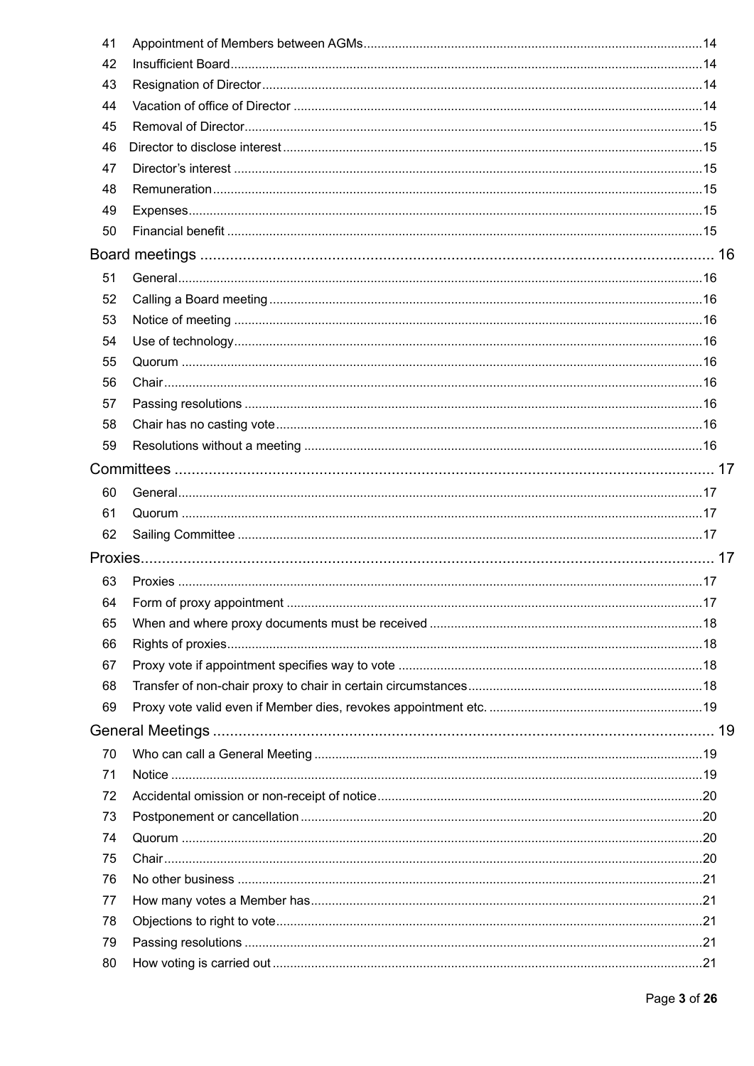| | | |
|---|---|---|
| 41 | Appointment of Members between AGMs | 14 |
| 42 | Insufficient Board | 14 |
| 43 | Resignation of Director | 14 |
| 44 | Vacation of office of Director | 14 |
| 45 | Removal of Director | 15 |
| 46 | Director to disclose interest | 15 |
| 47 | Director's interest | 15 |
| 48 | Remuneration | 15 |
| 49 | Expenses | 15 |
| 50 | Financial benefit | 15 |
| **Board meetings** | | **16** |
| 51 | General | 16 |
| 52 | Calling a Board meeting | 16 |
| 53 | Notice of meeting | 16 |
| 54 | Use of technology | 16 |
| 55 | Quorum | 16 |
| 56 | Chair | 16 |
| 57 | Passing resolutions | 16 |
| 58 | Chair has no casting vote | 16 |
| 59 | Resolutions without a meeting | 16 |
| **Committees** | | **17** |
| 60 | General | 17 |
| 61 | Quorum | 17 |
| 62 | Sailing Committee | 17 |
| **Proxies** | | **17** |
| 63 | Proxies | 17 |
| 64 | Form of proxy appointment | 17 |
| 65 | When and where proxy documents must be received | 18 |
| 66 | Rights of proxies | 18 |
| 67 | Proxy vote if appointment specifies way to vote | 18 |
| 68 | Transfer of non-chair proxy to chair in certain circumstances | 18 |
| 69 | Proxy vote valid even if Member dies, revokes appointment etc. | 19 |
| **General Meetings** | | **19** |
| 70 | Who can call a General Meeting | 19 |
| 71 | Notice | 19 |
| 72 | Accidental omission or non-receipt of notice | 20 |
| 73 | Postponement or cancellation | 20 |
| 74 | Quorum | 20 |
| 75 | Chair | 20 |
| 76 | No other business | 21 |
| 77 | How many votes a Member has | 21 |
| 78 | Objections to right to vote | 21 |
| 79 | Passing resolutions | 21 |
| 80 | How voting is carried out | 21 |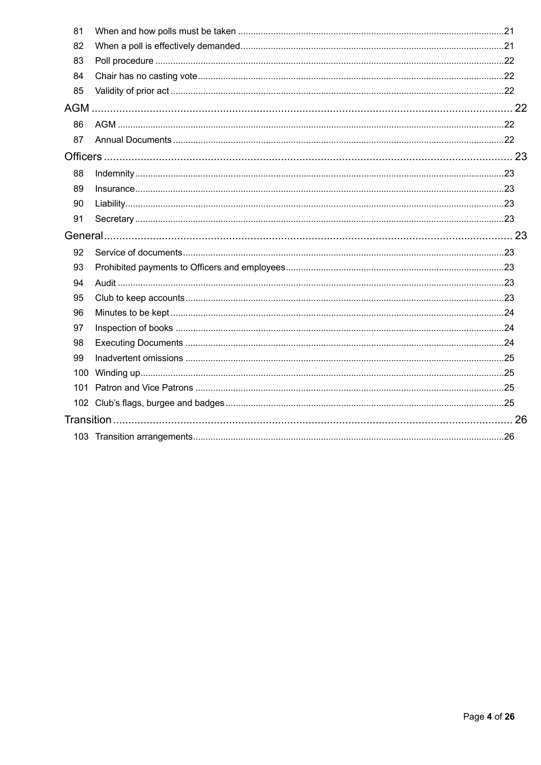| | | |
|---|---|---|
| 81 | When and how polls must be taken | 21 |
| 82 | When a poll is effectively demanded | 21 |
| 83 | Poll procedure | 22 |
| 84 | Chair has no casting vote | 22 |
| 85 | Validity of prior act | 22 |
| **AGM** | | **22** |
| 86 | AGM | 22 |
| 87 | Annual Documents | 22 |
| **Officers** | | **23** |
| 88 | Indemnity | 23 |
| 89 | Insurance | 23 |
| 90 | Liability | 23 |
| 91 | Secretary | 23 |
| **General** | | **23** |
| 92 | Service of documents | 23 |
| 93 | Prohibited payments to Officers and employees | 23 |
| 94 | Audit | 23 |
| 95 | Club to keep accounts | 23 |
| 96 | Minutes to be kept | 24 |
| 97 | Inspection of books | 24 |
| 98 | Executing Documents | 24 |
| 99 | Inadvertent omissions | 25 |
| 100 | Winding up | 25 |
| 101 | Patron and Vice Patrons | 25 |
| 102 | Club's flags, burgee and badges | 25 |
| **Transition** | | **26** |
| 103 | Transition arrangements | 26 |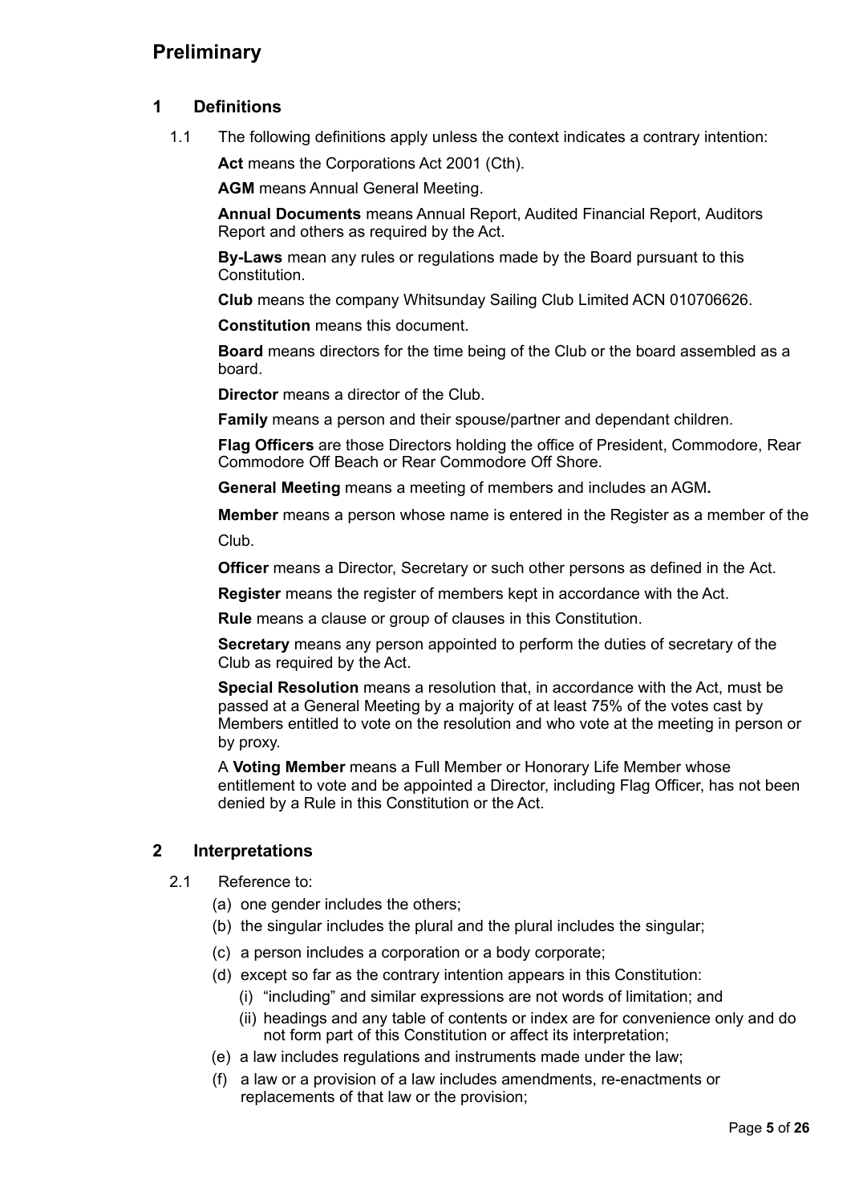# Preliminary

## 1 Definitions

1.1 The following definitions apply unless the context indicates a contrary intention:

**Act** means the Corporations Act 2001 (Cth).

**AGM** means Annual General Meeting.

**Annual Documents** means Annual Report, Audited Financial Report, Auditors Report and others as required by the Act.

**By-Laws** mean any rules or regulations made by the Board pursuant to this Constitution.

**Club** means the company Whitsunday Sailing Club Limited ACN 010706626.

**Constitution** means this document.

**Board** means directors for the time being of the Club or the board assembled as a board.

**Director** means a director of the Club.

**Family** means a person and their spouse/partner and dependant children.

**Flag Officers** are those Directors holding the office of President, Commodore, Rear Commodore Off Beach or Rear Commodore Off Shore.

**General Meeting** means a meeting of members and includes an AGM**.**

**Member** means a person whose name is entered in the Register as a member of the Club.

**Officer** means a Director, Secretary or such other persons as defined in the Act.

**Register** means the register of members kept in accordance with the Act.

**Rule** means a clause or group of clauses in this Constitution.

**Secretary** means any person appointed to perform the duties of secretary of the Club as required by the Act.

**Special Resolution** means a resolution that, in accordance with the Act, must be passed at a General Meeting by a majority of at least 75% of the votes cast by Members entitled to vote on the resolution and who vote at the meeting in person or by proxy.

A **Voting Member** means a Full Member or Honorary Life Member whose entitlement to vote and be appointed a Director, including Flag Officer, has not been denied by a Rule in this Constitution or the Act.

## 2 Interpretations

2.1 Reference to:

(a) one gender includes the others;

(b) the singular includes the plural and the plural includes the singular;

(c) a person includes a corporation or a body corporate;

(d) except so far as the contrary intention appears in this Constitution:

  (i) "including" and similar expressions are not words of limitation; and

  (ii) headings and any table of contents or index are for convenience only and do not form part of this Constitution or affect its interpretation;

(e) a law includes regulations and instruments made under the law;

(f) a law or a provision of a law includes amendments, re-enactments or replacements of that law or the provision;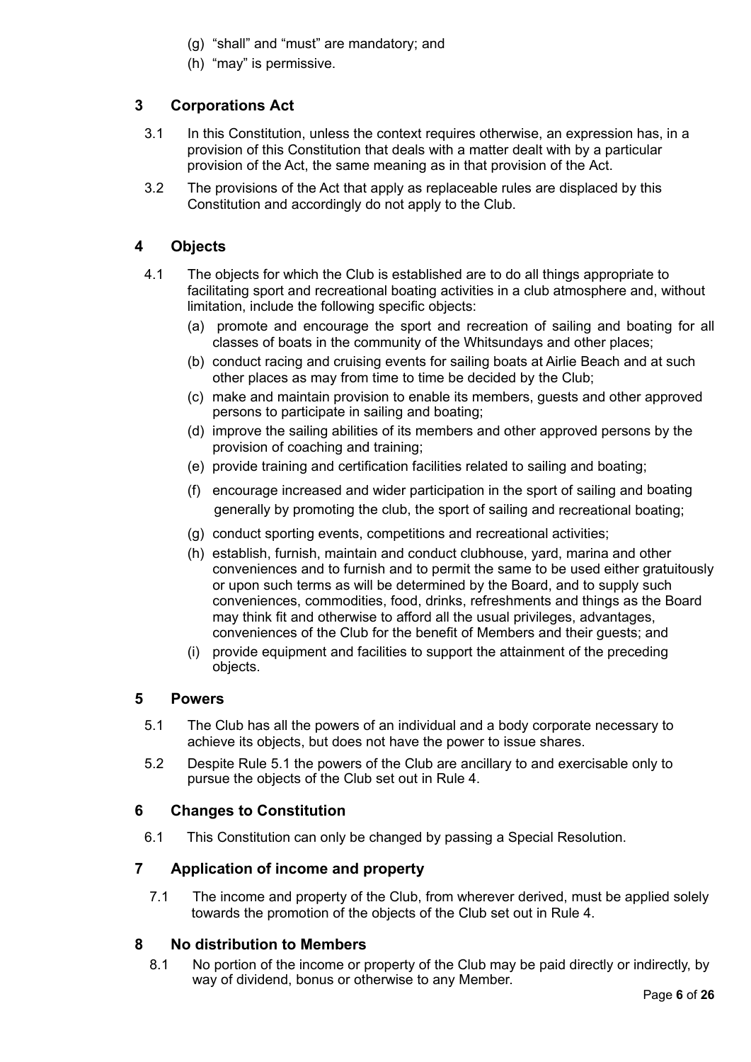(g) "shall" and "must" are mandatory; and

(h) "may" is permissive.

## 3 Corporations Act

3.1 In this Constitution, unless the context requires otherwise, an expression has, in a provision of this Constitution that deals with a matter dealt with by a particular provision of the Act, the same meaning as in that provision of the Act.

3.2 The provisions of the Act that apply as replaceable rules are displaced by this Constitution and accordingly do not apply to the Club.

## 4 Objects

4.1 The objects for which the Club is established are to do all things appropriate to facilitating sport and recreational boating activities in a club atmosphere and, without limitation, include the following specific objects:

(a) promote and encourage the sport and recreation of sailing and boating for all classes of boats in the community of the Whitsundays and other places;

(b) conduct racing and cruising events for sailing boats at Airlie Beach and at such other places as may from time to time be decided by the Club;

(c) make and maintain provision to enable its members, guests and other approved persons to participate in sailing and boating;

(d) improve the sailing abilities of its members and other approved persons by the provision of coaching and training;

(e) provide training and certification facilities related to sailing and boating;

(f) encourage increased and wider participation in the sport of sailing and boating generally by promoting the club, the sport of sailing and recreational boating;

(g) conduct sporting events, competitions and recreational activities;

(h) establish, furnish, maintain and conduct clubhouse, yard, marina and other conveniences and to furnish and to permit the same to be used either gratuitously or upon such terms as will be determined by the Board, and to supply such conveniences, commodities, food, drinks, refreshments and things as the Board may think fit and otherwise to afford all the usual privileges, advantages, conveniences of the Club for the benefit of Members and their guests; and

(i) provide equipment and facilities to support the attainment of the preceding objects.

## 5 Powers

5.1 The Club has all the powers of an individual and a body corporate necessary to achieve its objects, but does not have the power to issue shares.

5.2 Despite Rule 5.1 the powers of the Club are ancillary to and exercisable only to pursue the objects of the Club set out in Rule 4.

## 6 Changes to Constitution

6.1 This Constitution can only be changed by passing a Special Resolution.

## 7 Application of income and property

7.1 The income and property of the Club, from wherever derived, must be applied solely towards the promotion of the objects of the Club set out in Rule 4.

## 8 No distribution to Members

8.1 No portion of the income or property of the Club may be paid directly or indirectly, by way of dividend, bonus or otherwise to any Member.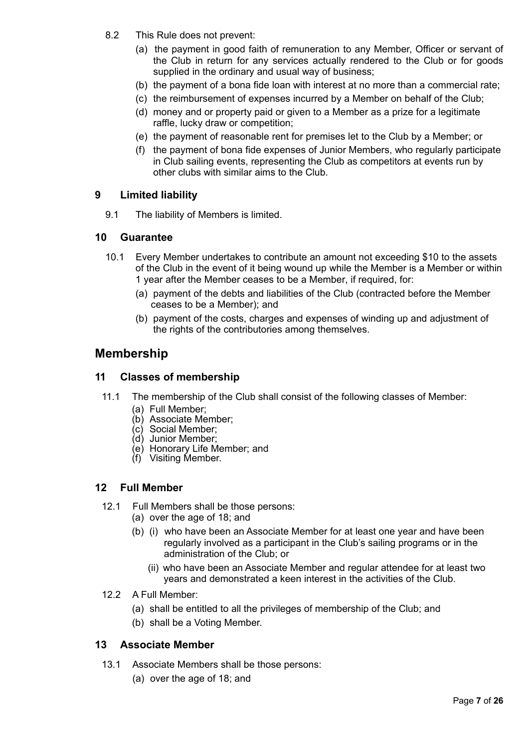8.2 This Rule does not prevent:

(a) the payment in good faith of remuneration to any Member, Officer or servant of the Club in return for any services actually rendered to the Club or for goods supplied in the ordinary and usual way of business;

(b) the payment of a bona fide loan with interest at no more than a commercial rate;

(c) the reimbursement of expenses incurred by a Member on behalf of the Club;

(d) money and or property paid or given to a Member as a prize for a legitimate raffle, lucky draw or competition;

(e) the payment of reasonable rent for premises let to the Club by a Member; or

(f) the payment of bona fide expenses of Junior Members, who regularly participate in Club sailing events, representing the Club as competitors at events run by other clubs with similar aims to the Club.

### 9 Limited liability

9.1 The liability of Members is limited.

### 10 Guarantee

10.1 Every Member undertakes to contribute an amount not exceeding $10 to the assets of the Club in the event of it being wound up while the Member is a Member or within 1 year after the Member ceases to be a Member, if required, for:

(a) payment of the debts and liabilities of the Club (contracted before the Member ceases to be a Member); and

(b) payment of the costs, charges and expenses of winding up and adjustment of the rights of the contributories among themselves.

## Membership

### 11 Classes of membership

11.1 The membership of the Club shall consist of the following classes of Member:

(a) Full Member;
(b) Associate Member;
(c) Social Member;
(d) Junior Member;
(e) Honorary Life Member; and
(f) Visiting Member.

### 12 Full Member

12.1 Full Members shall be those persons:

(a) over the age of 18; and

(b) (i) who have been an Associate Member for at least one year and have been regularly involved as a participant in the Club's sailing programs or in the administration of the Club; or

(ii) who have been an Associate Member and regular attendee for at least two years and demonstrated a keen interest in the activities of the Club.

12.2 A Full Member:

(a) shall be entitled to all the privileges of membership of the Club; and

(b) shall be a Voting Member.

### 13 Associate Member

13.1 Associate Members shall be those persons:

(a) over the age of 18; and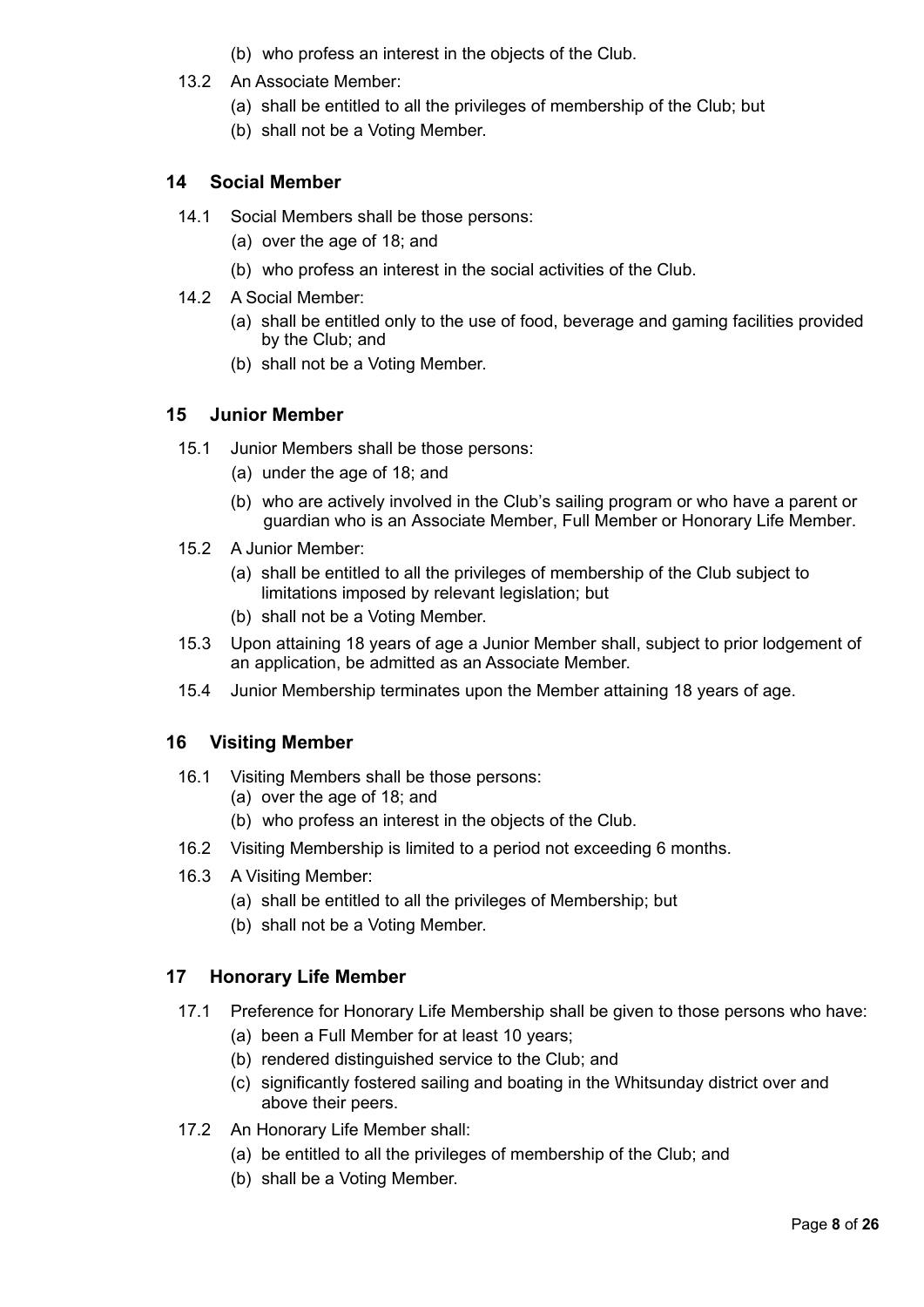(b) who profess an interest in the objects of the Club.

13.2 An Associate Member:

(a) shall be entitled to all the privileges of membership of the Club; but

(b) shall not be a Voting Member.

## 14 Social Member

14.1 Social Members shall be those persons:

(a) over the age of 18; and

(b) who profess an interest in the social activities of the Club.

14.2 A Social Member:

(a) shall be entitled only to the use of food, beverage and gaming facilities provided by the Club; and

(b) shall not be a Voting Member.

## 15 Junior Member

15.1 Junior Members shall be those persons:

(a) under the age of 18; and

(b) who are actively involved in the Club's sailing program or who have a parent or guardian who is an Associate Member, Full Member or Honorary Life Member.

15.2 A Junior Member:

(a) shall be entitled to all the privileges of membership of the Club subject to limitations imposed by relevant legislation; but

(b) shall not be a Voting Member.

15.3 Upon attaining 18 years of age a Junior Member shall, subject to prior lodgement of an application, be admitted as an Associate Member.

15.4 Junior Membership terminates upon the Member attaining 18 years of age.

## 16 Visiting Member

16.1 Visiting Members shall be those persons:

(a) over the age of 18; and

(b) who profess an interest in the objects of the Club.

16.2 Visiting Membership is limited to a period not exceeding 6 months.

16.3 A Visiting Member:

(a) shall be entitled to all the privileges of Membership; but

(b) shall not be a Voting Member.

## 17 Honorary Life Member

17.1 Preference for Honorary Life Membership shall be given to those persons who have:

(a) been a Full Member for at least 10 years;

(b) rendered distinguished service to the Club; and

(c) significantly fostered sailing and boating in the Whitsunday district over and above their peers.

17.2 An Honorary Life Member shall:

(a) be entitled to all the privileges of membership of the Club; and

(b) shall be a Voting Member.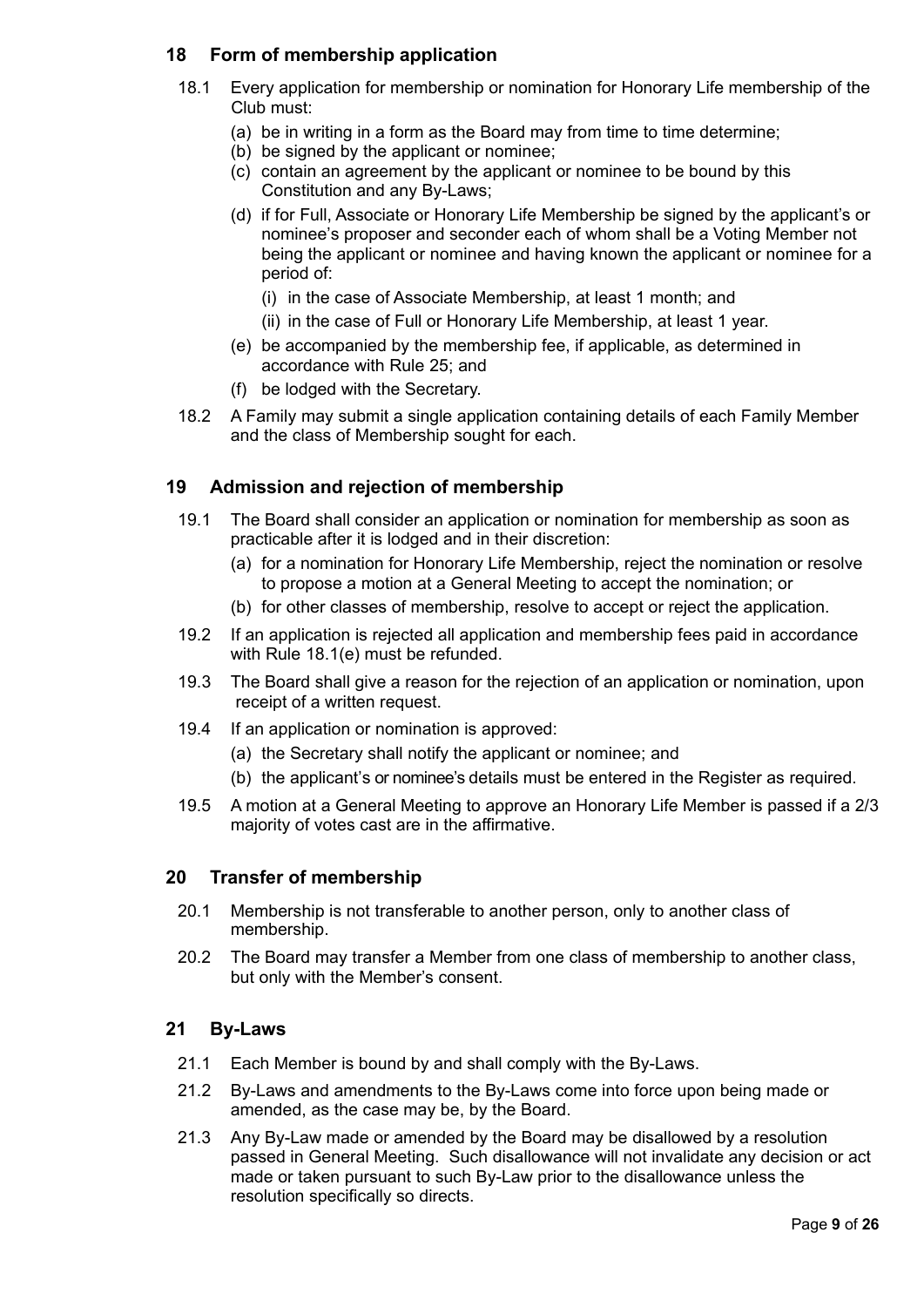## 18 Form of membership application

18.1 Every application for membership or nomination for Honorary Life membership of the Club must:

(a) be in writing in a form as the Board may from time to time determine;

(b) be signed by the applicant or nominee;

(c) contain an agreement by the applicant or nominee to be bound by this Constitution and any By-Laws;

(d) if for Full, Associate or Honorary Life Membership be signed by the applicant's or nominee's proposer and seconder each of whom shall be a Voting Member not being the applicant or nominee and having known the applicant or nominee for a period of:

(i) in the case of Associate Membership, at least 1 month; and

(ii) in the case of Full or Honorary Life Membership, at least 1 year.

(e) be accompanied by the membership fee, if applicable, as determined in accordance with Rule 25; and

(f) be lodged with the Secretary.

18.2 A Family may submit a single application containing details of each Family Member and the class of Membership sought for each.

## 19 Admission and rejection of membership

19.1 The Board shall consider an application or nomination for membership as soon as practicable after it is lodged and in their discretion:

(a) for a nomination for Honorary Life Membership, reject the nomination or resolve to propose a motion at a General Meeting to accept the nomination; or

(b) for other classes of membership, resolve to accept or reject the application.

19.2 If an application is rejected all application and membership fees paid in accordance with Rule 18.1(e) must be refunded.

19.3 The Board shall give a reason for the rejection of an application or nomination, upon receipt of a written request.

19.4 If an application or nomination is approved:

(a) the Secretary shall notify the applicant or nominee; and

(b) the applicant's or nominee's details must be entered in the Register as required.

19.5 A motion at a General Meeting to approve an Honorary Life Member is passed if a 2/3 majority of votes cast are in the affirmative.

## 20 Transfer of membership

20.1 Membership is not transferable to another person, only to another class of membership.

20.2 The Board may transfer a Member from one class of membership to another class, but only with the Member's consent.

## 21 By-Laws

21.1 Each Member is bound by and shall comply with the By-Laws.

21.2 By-Laws and amendments to the By-Laws come into force upon being made or amended, as the case may be, by the Board.

21.3 Any By-Law made or amended by the Board may be disallowed by a resolution passed in General Meeting. Such disallowance will not invalidate any decision or act made or taken pursuant to such By-Law prior to the disallowance unless the resolution specifically so directs.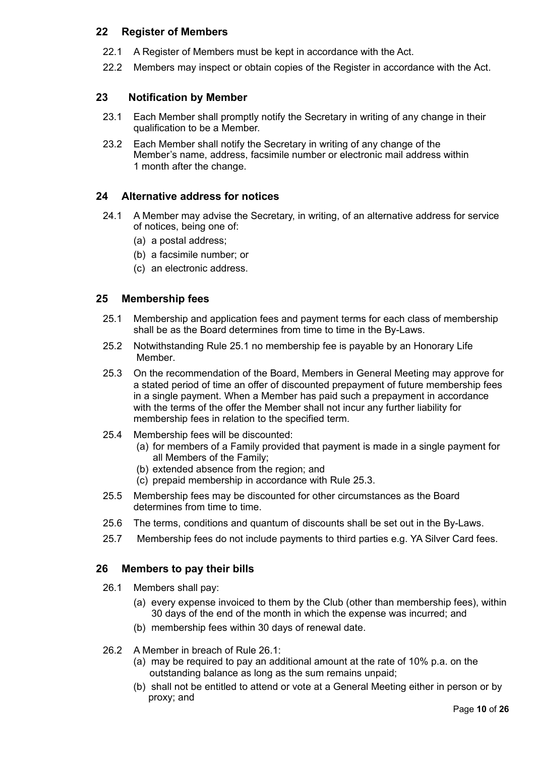## 22 Register of Members

22.1 A Register of Members must be kept in accordance with the Act.

22.2 Members may inspect or obtain copies of the Register in accordance with the Act.

## 23 Notification by Member

23.1 Each Member shall promptly notify the Secretary in writing of any change in their qualification to be a Member.

23.2 Each Member shall notify the Secretary in writing of any change of the Member's name, address, facsimile number or electronic mail address within 1 month after the change.

## 24 Alternative address for notices

24.1 A Member may advise the Secretary, in writing, of an alternative address for service of notices, being one of:

(a) a postal address;

(b) a facsimile number; or

(c) an electronic address.

## 25 Membership fees

25.1 Membership and application fees and payment terms for each class of membership shall be as the Board determines from time to time in the By-Laws.

25.2 Notwithstanding Rule 25.1 no membership fee is payable by an Honorary Life Member.

25.3 On the recommendation of the Board, Members in General Meeting may approve for a stated period of time an offer of discounted prepayment of future membership fees in a single payment. When a Member has paid such a prepayment in accordance with the terms of the offer the Member shall not incur any further liability for membership fees in relation to the specified term.

25.4 Membership fees will be discounted:

(a) for members of a Family provided that payment is made in a single payment for all Members of the Family;

(b) extended absence from the region; and

(c) prepaid membership in accordance with Rule 25.3.

25.5 Membership fees may be discounted for other circumstances as the Board determines from time to time.

25.6 The terms, conditions and quantum of discounts shall be set out in the By-Laws.

25.7 Membership fees do not include payments to third parties e.g. YA Silver Card fees.

## 26 Members to pay their bills

26.1 Members shall pay:

(a) every expense invoiced to them by the Club (other than membership fees), within 30 days of the end of the month in which the expense was incurred; and

(b) membership fees within 30 days of renewal date.

26.2 A Member in breach of Rule 26.1:

(a) may be required to pay an additional amount at the rate of 10% p.a. on the outstanding balance as long as the sum remains unpaid;

(b) shall not be entitled to attend or vote at a General Meeting either in person or by proxy; and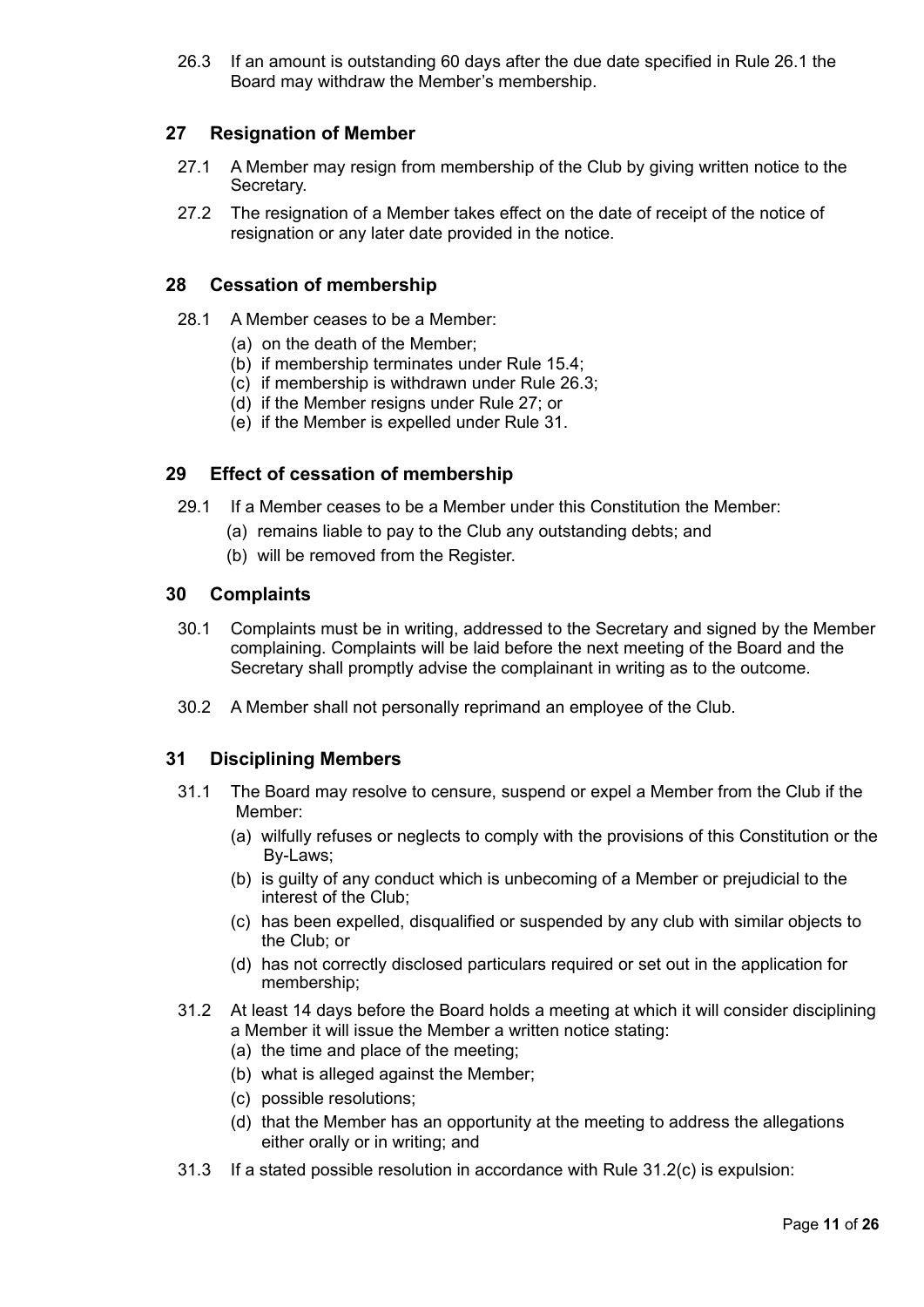26.3 If an amount is outstanding 60 days after the due date specified in Rule 26.1 the Board may withdraw the Member's membership.

## 27 Resignation of Member

27.1 A Member may resign from membership of the Club by giving written notice to the Secretary.

27.2 The resignation of a Member takes effect on the date of receipt of the notice of resignation or any later date provided in the notice.

## 28 Cessation of membership

28.1 A Member ceases to be a Member:

(a) on the death of the Member;
(b) if membership terminates under Rule 15.4;
(c) if membership is withdrawn under Rule 26.3;
(d) if the Member resigns under Rule 27; or
(e) if the Member is expelled under Rule 31.

## 29 Effect of cessation of membership

29.1 If a Member ceases to be a Member under this Constitution the Member:

(a) remains liable to pay to the Club any outstanding debts; and
(b) will be removed from the Register.

## 30 Complaints

30.1 Complaints must be in writing, addressed to the Secretary and signed by the Member complaining. Complaints will be laid before the next meeting of the Board and the Secretary shall promptly advise the complainant in writing as to the outcome.

30.2 A Member shall not personally reprimand an employee of the Club.

## 31 Disciplining Members

31.1 The Board may resolve to censure, suspend or expel a Member from the Club if the Member:

(a) wilfully refuses or neglects to comply with the provisions of this Constitution or the By-Laws;
(b) is guilty of any conduct which is unbecoming of a Member or prejudicial to the interest of the Club;
(c) has been expelled, disqualified or suspended by any club with similar objects to the Club; or
(d) has not correctly disclosed particulars required or set out in the application for membership;

31.2 At least 14 days before the Board holds a meeting at which it will consider disciplining a Member it will issue the Member a written notice stating:

(a) the time and place of the meeting;
(b) what is alleged against the Member;
(c) possible resolutions;
(d) that the Member has an opportunity at the meeting to address the allegations either orally or in writing; and

31.3 If a stated possible resolution in accordance with Rule 31.2(c) is expulsion: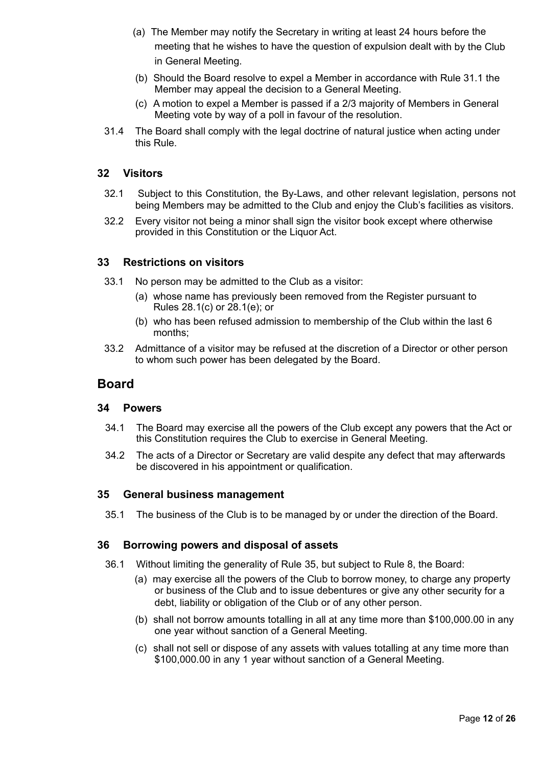(a) The Member may notify the Secretary in writing at least 24 hours before the meeting that he wishes to have the question of expulsion dealt with by the Club in General Meeting.

(b) Should the Board resolve to expel a Member in accordance with Rule 31.1 the Member may appeal the decision to a General Meeting.

(c) A motion to expel a Member is passed if a 2/3 majority of Members in General Meeting vote by way of a poll in favour of the resolution.

31.4 The Board shall comply with the legal doctrine of natural justice when acting under this Rule.

### 32 Visitors

32.1 Subject to this Constitution, the By-Laws, and other relevant legislation, persons not being Members may be admitted to the Club and enjoy the Club's facilities as visitors.

32.2 Every visitor not being a minor shall sign the visitor book except where otherwise provided in this Constitution or the Liquor Act.

### 33 Restrictions on visitors

33.1 No person may be admitted to the Club as a visitor:

(a) whose name has previously been removed from the Register pursuant to Rules 28.1(c) or 28.1(e); or

(b) who has been refused admission to membership of the Club within the last 6 months;

33.2 Admittance of a visitor may be refused at the discretion of a Director or other person to whom such power has been delegated by the Board.

## Board

### 34 Powers

34.1 The Board may exercise all the powers of the Club except any powers that the Act or this Constitution requires the Club to exercise in General Meeting.

34.2 The acts of a Director or Secretary are valid despite any defect that may afterwards be discovered in his appointment or qualification.

### 35 General business management

35.1 The business of the Club is to be managed by or under the direction of the Board.

### 36 Borrowing powers and disposal of assets

36.1 Without limiting the generality of Rule 35, but subject to Rule 8, the Board:

(a) may exercise all the powers of the Club to borrow money, to charge any property or business of the Club and to issue debentures or give any other security for a debt, liability or obligation of the Club or of any other person.

(b) shall not borrow amounts totalling in all at any time more than $100,000.00 in any one year without sanction of a General Meeting.

(c) shall not sell or dispose of any assets with values totalling at any time more than $100,000.00 in any 1 year without sanction of a General Meeting.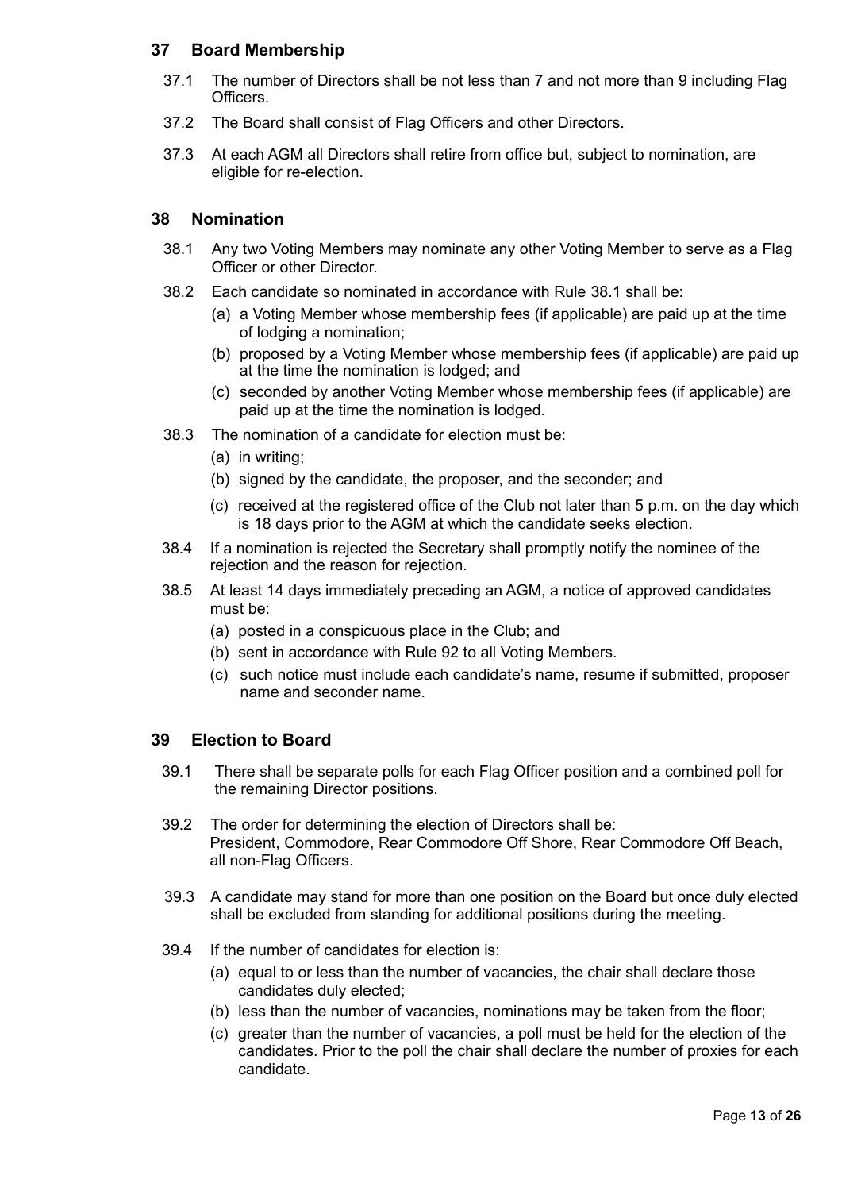## 37 Board Membership

37.1 The number of Directors shall be not less than 7 and not more than 9 including Flag Officers.

37.2 The Board shall consist of Flag Officers and other Directors.

37.3 At each AGM all Directors shall retire from office but, subject to nomination, are eligible for re-election.

## 38 Nomination

38.1 Any two Voting Members may nominate any other Voting Member to serve as a Flag Officer or other Director.

38.2 Each candidate so nominated in accordance with Rule 38.1 shall be:

(a) a Voting Member whose membership fees (if applicable) are paid up at the time of lodging a nomination;

(b) proposed by a Voting Member whose membership fees (if applicable) are paid up at the time the nomination is lodged; and

(c) seconded by another Voting Member whose membership fees (if applicable) are paid up at the time the nomination is lodged.

38.3 The nomination of a candidate for election must be:

(a) in writing;

(b) signed by the candidate, the proposer, and the seconder; and

(c) received at the registered office of the Club not later than 5 p.m. on the day which is 18 days prior to the AGM at which the candidate seeks election.

38.4 If a nomination is rejected the Secretary shall promptly notify the nominee of the rejection and the reason for rejection.

38.5 At least 14 days immediately preceding an AGM, a notice of approved candidates must be:

(a) posted in a conspicuous place in the Club; and

(b) sent in accordance with Rule 92 to all Voting Members.

(c) such notice must include each candidate's name, resume if submitted, proposer name and seconder name.

## 39 Election to Board

39.1 There shall be separate polls for each Flag Officer position and a combined poll for the remaining Director positions.

39.2 The order for determining the election of Directors shall be: President, Commodore, Rear Commodore Off Shore, Rear Commodore Off Beach, all non-Flag Officers.

39.3 A candidate may stand for more than one position on the Board but once duly elected shall be excluded from standing for additional positions during the meeting.

39.4 If the number of candidates for election is:

(a) equal to or less than the number of vacancies, the chair shall declare those candidates duly elected;

(b) less than the number of vacancies, nominations may be taken from the floor;

(c) greater than the number of vacancies, a poll must be held for the election of the candidates. Prior to the poll the chair shall declare the number of proxies for each candidate.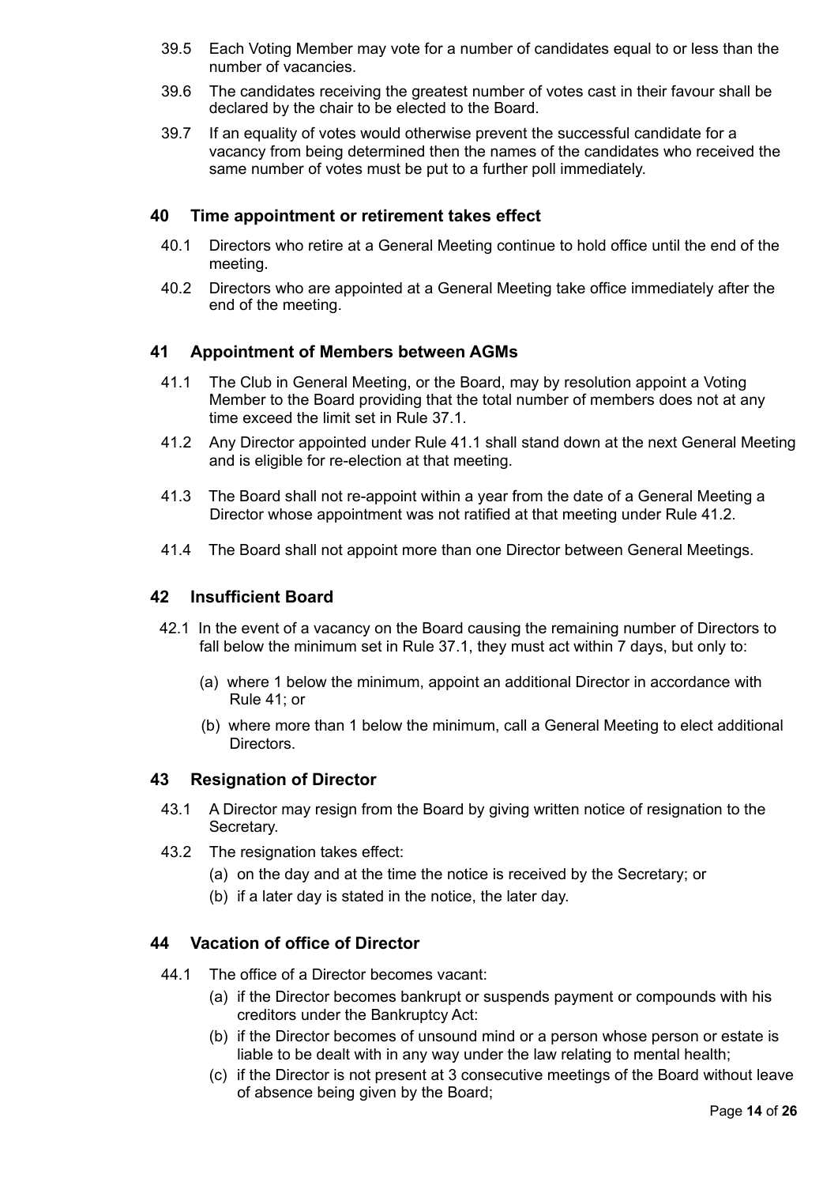39.5 Each Voting Member may vote for a number of candidates equal to or less than the number of vacancies.

39.6 The candidates receiving the greatest number of votes cast in their favour shall be declared by the chair to be elected to the Board.

39.7 If an equality of votes would otherwise prevent the successful candidate for a vacancy from being determined then the names of the candidates who received the same number of votes must be put to a further poll immediately.

## 40 Time appointment or retirement takes effect

40.1 Directors who retire at a General Meeting continue to hold office until the end of the meeting.

40.2 Directors who are appointed at a General Meeting take office immediately after the end of the meeting.

## 41 Appointment of Members between AGMs

41.1 The Club in General Meeting, or the Board, may by resolution appoint a Voting Member to the Board providing that the total number of members does not at any time exceed the limit set in Rule 37.1.

41.2 Any Director appointed under Rule 41.1 shall stand down at the next General Meeting and is eligible for re-election at that meeting.

41.3 The Board shall not re-appoint within a year from the date of a General Meeting a Director whose appointment was not ratified at that meeting under Rule 41.2.

41.4 The Board shall not appoint more than one Director between General Meetings.

## 42 Insufficient Board

42.1 In the event of a vacancy on the Board causing the remaining number of Directors to fall below the minimum set in Rule 37.1, they must act within 7 days, but only to:

(a) where 1 below the minimum, appoint an additional Director in accordance with Rule 41; or

(b) where more than 1 below the minimum, call a General Meeting to elect additional Directors.

## 43 Resignation of Director

43.1 A Director may resign from the Board by giving written notice of resignation to the Secretary.

43.2 The resignation takes effect:

(a) on the day and at the time the notice is received by the Secretary; or

(b) if a later day is stated in the notice, the later day.

## 44 Vacation of office of Director

44.1 The office of a Director becomes vacant:

(a) if the Director becomes bankrupt or suspends payment or compounds with his creditors under the Bankruptcy Act:

(b) if the Director becomes of unsound mind or a person whose person or estate is liable to be dealt with in any way under the law relating to mental health;

(c) if the Director is not present at 3 consecutive meetings of the Board without leave of absence being given by the Board;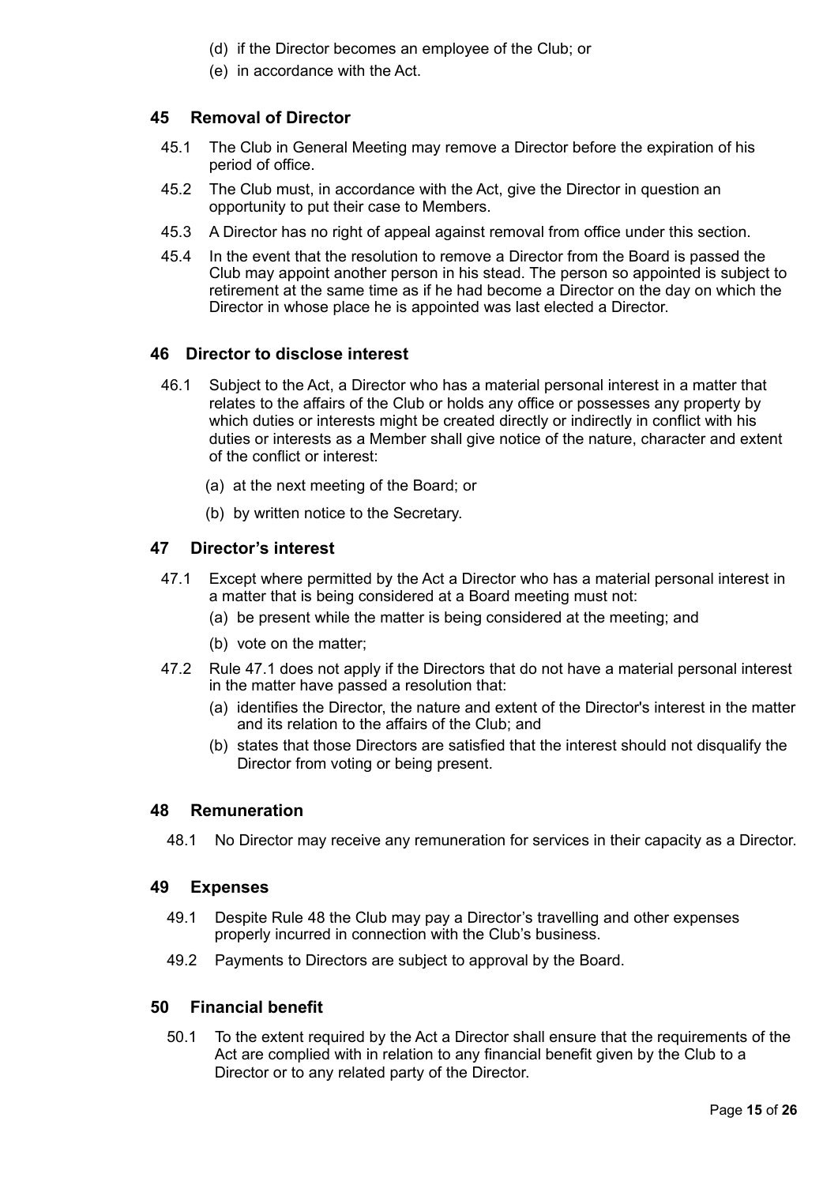(d) if the Director becomes an employee of the Club; or

(e) in accordance with the Act.

## 45 Removal of Director

45.1 The Club in General Meeting may remove a Director before the expiration of his period of office.

45.2 The Club must, in accordance with the Act, give the Director in question an opportunity to put their case to Members.

45.3 A Director has no right of appeal against removal from office under this section.

45.4 In the event that the resolution to remove a Director from the Board is passed the Club may appoint another person in his stead. The person so appointed is subject to retirement at the same time as if he had become a Director on the day on which the Director in whose place he is appointed was last elected a Director.

## 46 Director to disclose interest

46.1 Subject to the Act, a Director who has a material personal interest in a matter that relates to the affairs of the Club or holds any office or possesses any property by which duties or interests might be created directly or indirectly in conflict with his duties or interests as a Member shall give notice of the nature, character and extent of the conflict or interest:

(a) at the next meeting of the Board; or

(b) by written notice to the Secretary.

## 47 Director's interest

47.1 Except where permitted by the Act a Director who has a material personal interest in a matter that is being considered at a Board meeting must not:

(a) be present while the matter is being considered at the meeting; and

(b) vote on the matter;

47.2 Rule 47.1 does not apply if the Directors that do not have a material personal interest in the matter have passed a resolution that:

(a) identifies the Director, the nature and extent of the Director's interest in the matter and its relation to the affairs of the Club; and

(b) states that those Directors are satisfied that the interest should not disqualify the Director from voting or being present.

## 48 Remuneration

48.1 No Director may receive any remuneration for services in their capacity as a Director.

## 49 Expenses

49.1 Despite Rule 48 the Club may pay a Director's travelling and other expenses properly incurred in connection with the Club's business.

49.2 Payments to Directors are subject to approval by the Board.

## 50 Financial benefit

50.1 To the extent required by the Act a Director shall ensure that the requirements of the Act are complied with in relation to any financial benefit given by the Club to a Director or to any related party of the Director.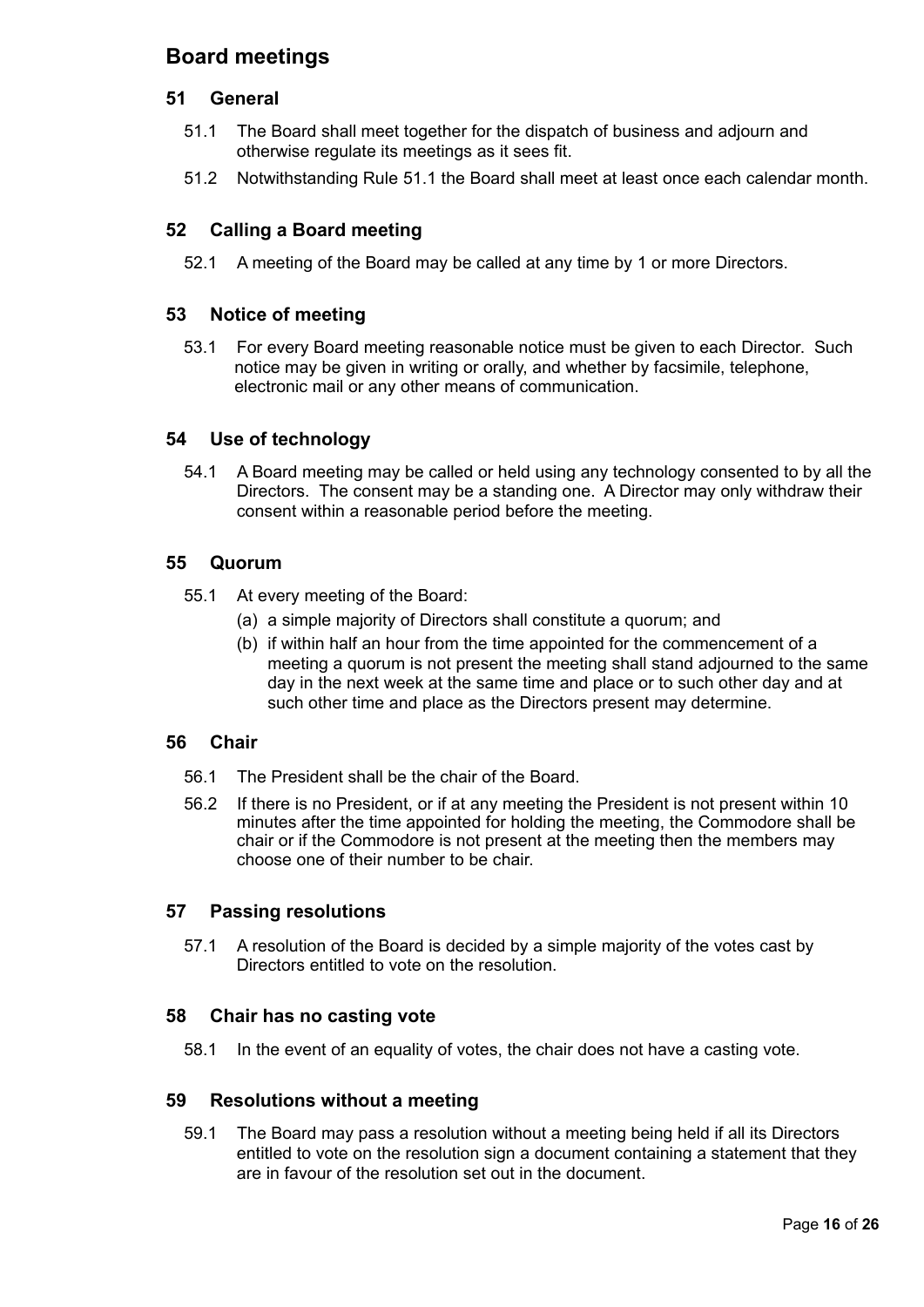## Board meetings

### 51 General

51.1 The Board shall meet together for the dispatch of business and adjourn and otherwise regulate its meetings as it sees fit.

51.2 Notwithstanding Rule 51.1 the Board shall meet at least once each calendar month.

### 52 Calling a Board meeting

52.1 A meeting of the Board may be called at any time by 1 or more Directors.

### 53 Notice of meeting

53.1 For every Board meeting reasonable notice must be given to each Director. Such notice may be given in writing or orally, and whether by facsimile, telephone, electronic mail or any other means of communication.

### 54 Use of technology

54.1 A Board meeting may be called or held using any technology consented to by all the Directors. The consent may be a standing one. A Director may only withdraw their consent within a reasonable period before the meeting.

### 55 Quorum

55.1 At every meeting of the Board:

(a) a simple majority of Directors shall constitute a quorum; and

(b) if within half an hour from the time appointed for the commencement of a meeting a quorum is not present the meeting shall stand adjourned to the same day in the next week at the same time and place or to such other day and at such other time and place as the Directors present may determine.

### 56 Chair

56.1 The President shall be the chair of the Board.

56.2 If there is no President, or if at any meeting the President is not present within 10 minutes after the time appointed for holding the meeting, the Commodore shall be chair or if the Commodore is not present at the meeting then the members may choose one of their number to be chair.

### 57 Passing resolutions

57.1 A resolution of the Board is decided by a simple majority of the votes cast by Directors entitled to vote on the resolution.

### 58 Chair has no casting vote

58.1 In the event of an equality of votes, the chair does not have a casting vote.

### 59 Resolutions without a meeting

59.1 The Board may pass a resolution without a meeting being held if all its Directors entitled to vote on the resolution sign a document containing a statement that they are in favour of the resolution set out in the document.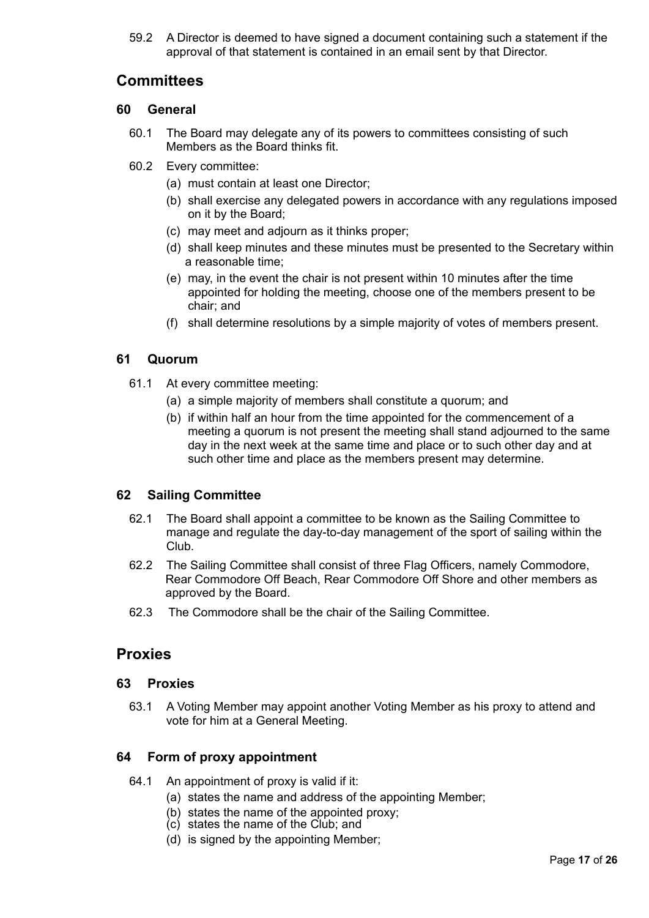59.2 A Director is deemed to have signed a document containing such a statement if the approval of that statement is contained in an email sent by that Director.

## Committees

### 60 General

60.1 The Board may delegate any of its powers to committees consisting of such Members as the Board thinks fit.

60.2 Every committee:

- (a) must contain at least one Director;
- (b) shall exercise any delegated powers in accordance with any regulations imposed on it by the Board;
- (c) may meet and adjourn as it thinks proper;
- (d) shall keep minutes and these minutes must be presented to the Secretary within a reasonable time;
- (e) may, in the event the chair is not present within 10 minutes after the time appointed for holding the meeting, choose one of the members present to be chair; and
- (f) shall determine resolutions by a simple majority of votes of members present.

### 61 Quorum

61.1 At every committee meeting:

- (a) a simple majority of members shall constitute a quorum; and
- (b) if within half an hour from the time appointed for the commencement of a meeting a quorum is not present the meeting shall stand adjourned to the same day in the next week at the same time and place or to such other day and at such other time and place as the members present may determine.

### 62 Sailing Committee

62.1 The Board shall appoint a committee to be known as the Sailing Committee to manage and regulate the day-to-day management of the sport of sailing within the Club.

62.2 The Sailing Committee shall consist of three Flag Officers, namely Commodore, Rear Commodore Off Beach, Rear Commodore Off Shore and other members as approved by the Board.

62.3 The Commodore shall be the chair of the Sailing Committee.

## Proxies

### 63 Proxies

63.1 A Voting Member may appoint another Voting Member as his proxy to attend and vote for him at a General Meeting.

### 64 Form of proxy appointment

64.1 An appointment of proxy is valid if it:

- (a) states the name and address of the appointing Member;
- (b) states the name of the appointed proxy;
- (c) states the name of the Club; and
- (d) is signed by the appointing Member;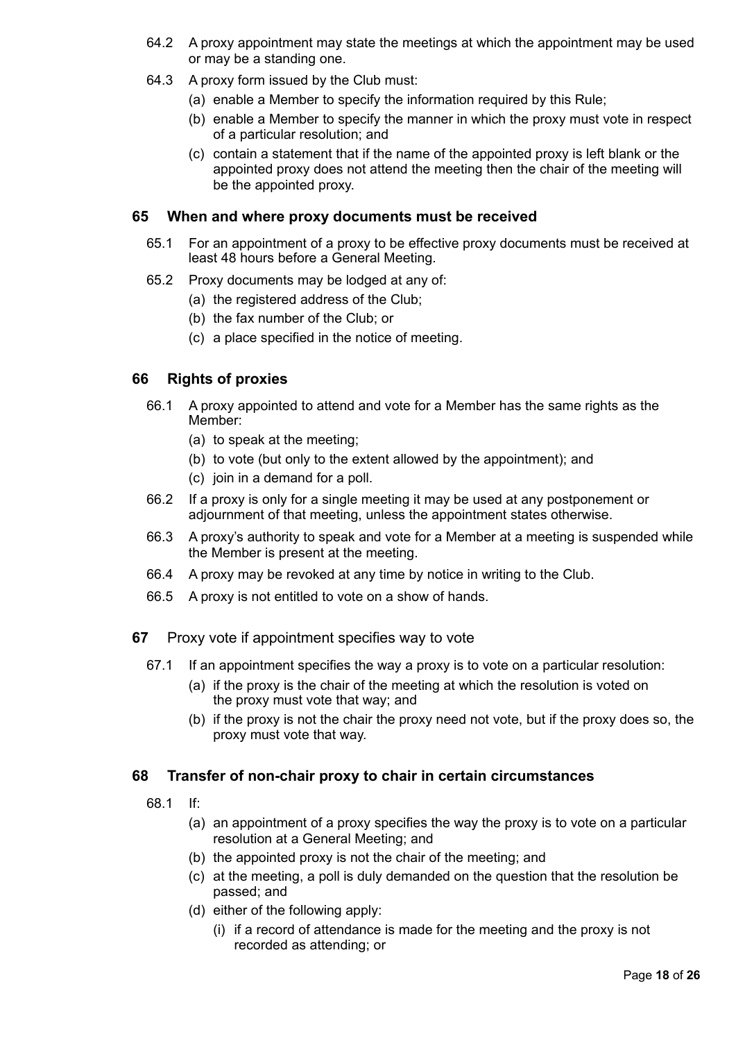64.2 A proxy appointment may state the meetings at which the appointment may be used or may be a standing one.

64.3 A proxy form issued by the Club must:

(a) enable a Member to specify the information required by this Rule;

(b) enable a Member to specify the manner in which the proxy must vote in respect of a particular resolution; and

(c) contain a statement that if the name of the appointed proxy is left blank or the appointed proxy does not attend the meeting then the chair of the meeting will be the appointed proxy.

## 65 When and where proxy documents must be received

65.1 For an appointment of a proxy to be effective proxy documents must be received at least 48 hours before a General Meeting.

65.2 Proxy documents may be lodged at any of:

(a) the registered address of the Club;

(b) the fax number of the Club; or

(c) a place specified in the notice of meeting.

## 66 Rights of proxies

66.1 A proxy appointed to attend and vote for a Member has the same rights as the Member:

(a) to speak at the meeting;

(b) to vote (but only to the extent allowed by the appointment); and

(c) join in a demand for a poll.

66.2 If a proxy is only for a single meeting it may be used at any postponement or adjournment of that meeting, unless the appointment states otherwise.

66.3 A proxy's authority to speak and vote for a Member at a meeting is suspended while the Member is present at the meeting.

66.4 A proxy may be revoked at any time by notice in writing to the Club.

66.5 A proxy is not entitled to vote on a show of hands.

**67** Proxy vote if appointment specifies way to vote

67.1 If an appointment specifies the way a proxy is to vote on a particular resolution:

(a) if the proxy is the chair of the meeting at which the resolution is voted on the proxy must vote that way; and

(b) if the proxy is not the chair the proxy need not vote, but if the proxy does so, the proxy must vote that way.

## 68 Transfer of non-chair proxy to chair in certain circumstances

68.1 If:

(a) an appointment of a proxy specifies the way the proxy is to vote on a particular resolution at a General Meeting; and

(b) the appointed proxy is not the chair of the meeting; and

(c) at the meeting, a poll is duly demanded on the question that the resolution be passed; and

(d) either of the following apply:

(i) if a record of attendance is made for the meeting and the proxy is not recorded as attending; or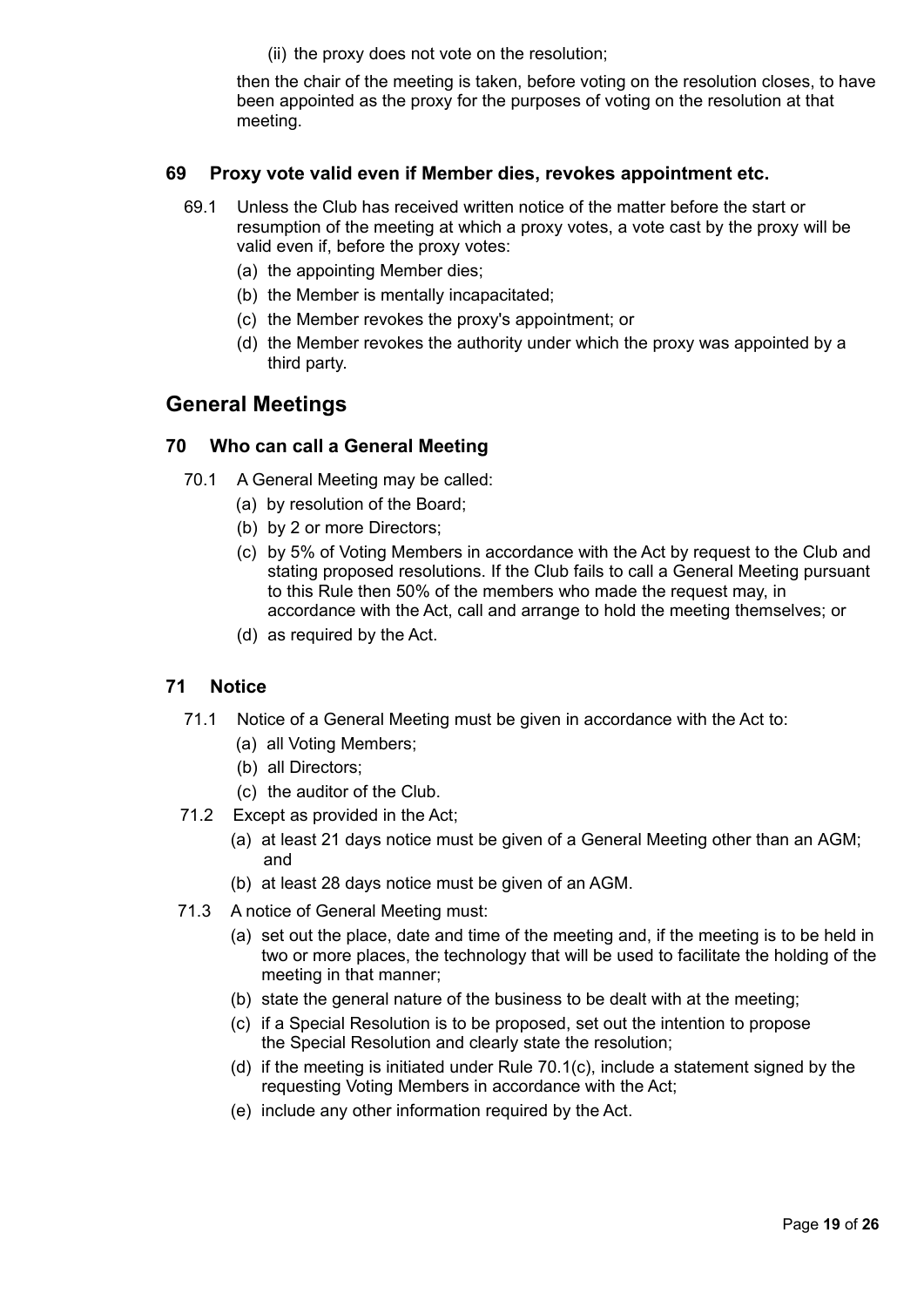(ii) the proxy does not vote on the resolution;

then the chair of the meeting is taken, before voting on the resolution closes, to have been appointed as the proxy for the purposes of voting on the resolution at that meeting.

### 69 Proxy vote valid even if Member dies, revokes appointment etc.

69.1 Unless the Club has received written notice of the matter before the start or resumption of the meeting at which a proxy votes, a vote cast by the proxy will be valid even if, before the proxy votes:

(a) the appointing Member dies;

(b) the Member is mentally incapacitated;

(c) the Member revokes the proxy's appointment; or

(d) the Member revokes the authority under which the proxy was appointed by a third party.

## General Meetings

### 70 Who can call a General Meeting

70.1 A General Meeting may be called:

(a) by resolution of the Board;

(b) by 2 or more Directors;

(c) by 5% of Voting Members in accordance with the Act by request to the Club and stating proposed resolutions. If the Club fails to call a General Meeting pursuant to this Rule then 50% of the members who made the request may, in accordance with the Act, call and arrange to hold the meeting themselves; or

(d) as required by the Act.

### 71 Notice

71.1 Notice of a General Meeting must be given in accordance with the Act to:

(a) all Voting Members;

(b) all Directors;

(c) the auditor of the Club.

71.2 Except as provided in the Act;

(a) at least 21 days notice must be given of a General Meeting other than an AGM; and

(b) at least 28 days notice must be given of an AGM.

71.3 A notice of General Meeting must:

(a) set out the place, date and time of the meeting and, if the meeting is to be held in two or more places, the technology that will be used to facilitate the holding of the meeting in that manner;

(b) state the general nature of the business to be dealt with at the meeting;

(c) if a Special Resolution is to be proposed, set out the intention to propose the Special Resolution and clearly state the resolution;

(d) if the meeting is initiated under Rule 70.1(c), include a statement signed by the requesting Voting Members in accordance with the Act;

(e) include any other information required by the Act.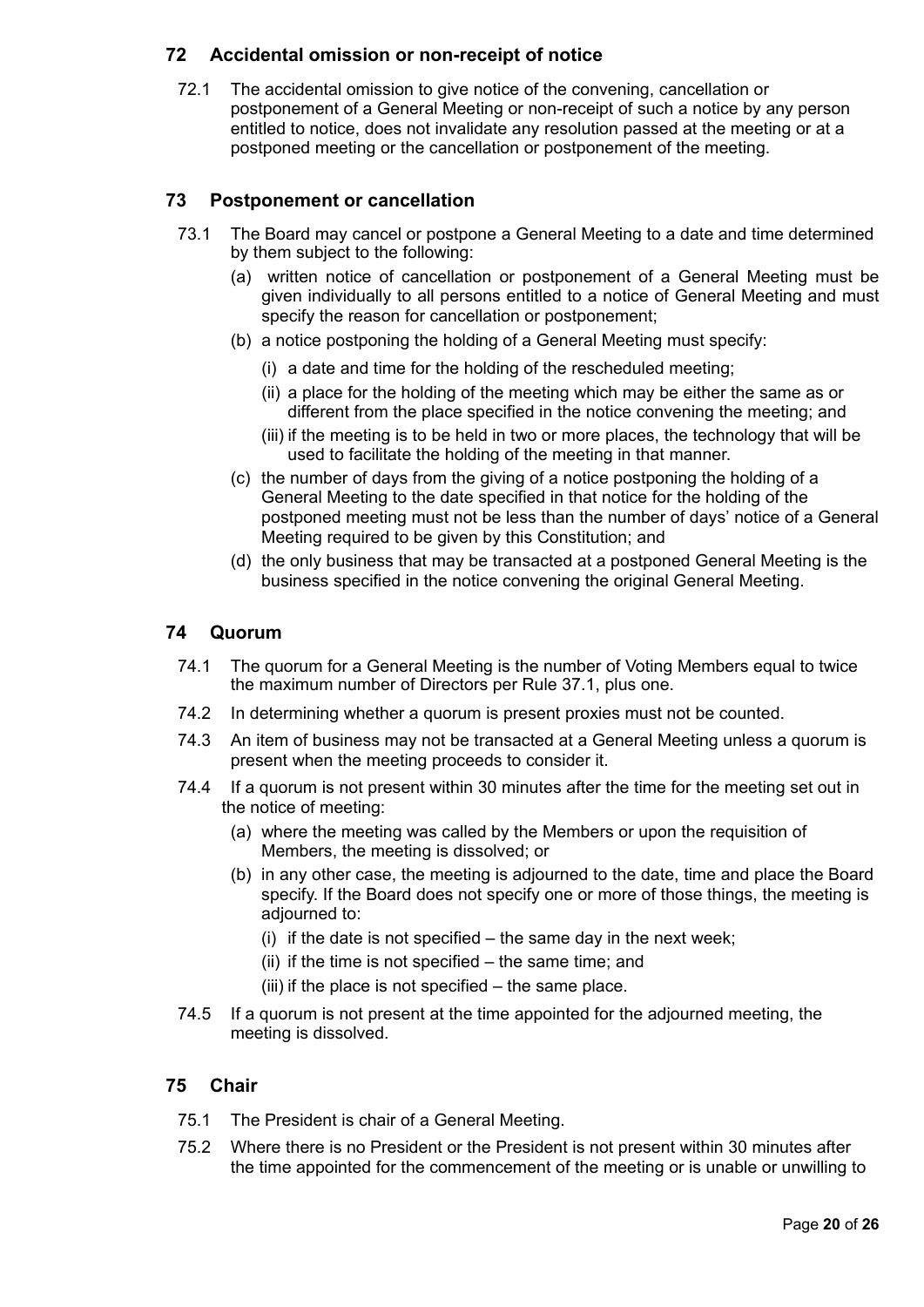## 72 Accidental omission or non-receipt of notice

72.1 The accidental omission to give notice of the convening, cancellation or postponement of a General Meeting or non-receipt of such a notice by any person entitled to notice, does not invalidate any resolution passed at the meeting or at a postponed meeting or the cancellation or postponement of the meeting.

## 73 Postponement or cancellation

73.1 The Board may cancel or postpone a General Meeting to a date and time determined by them subject to the following:

(a) written notice of cancellation or postponement of a General Meeting must be given individually to all persons entitled to a notice of General Meeting and must specify the reason for cancellation or postponement;

(b) a notice postponing the holding of a General Meeting must specify:

(i) a date and time for the holding of the rescheduled meeting;

(ii) a place for the holding of the meeting which may be either the same as or different from the place specified in the notice convening the meeting; and

(iii) if the meeting is to be held in two or more places, the technology that will be used to facilitate the holding of the meeting in that manner.

(c) the number of days from the giving of a notice postponing the holding of a General Meeting to the date specified in that notice for the holding of the postponed meeting must not be less than the number of days' notice of a General Meeting required to be given by this Constitution; and

(d) the only business that may be transacted at a postponed General Meeting is the business specified in the notice convening the original General Meeting.

## 74 Quorum

74.1 The quorum for a General Meeting is the number of Voting Members equal to twice the maximum number of Directors per Rule 37.1, plus one.

74.2 In determining whether a quorum is present proxies must not be counted.

74.3 An item of business may not be transacted at a General Meeting unless a quorum is present when the meeting proceeds to consider it.

74.4 If a quorum is not present within 30 minutes after the time for the meeting set out in the notice of meeting:

(a) where the meeting was called by the Members or upon the requisition of Members, the meeting is dissolved; or

(b) in any other case, the meeting is adjourned to the date, time and place the Board specify. If the Board does not specify one or more of those things, the meeting is adjourned to:

(i) if the date is not specified – the same day in the next week;

(ii) if the time is not specified – the same time; and

(iii) if the place is not specified – the same place.

74.5 If a quorum is not present at the time appointed for the adjourned meeting, the meeting is dissolved.

## 75 Chair

75.1 The President is chair of a General Meeting.

75.2 Where there is no President or the President is not present within 30 minutes after the time appointed for the commencement of the meeting or is unable or unwilling to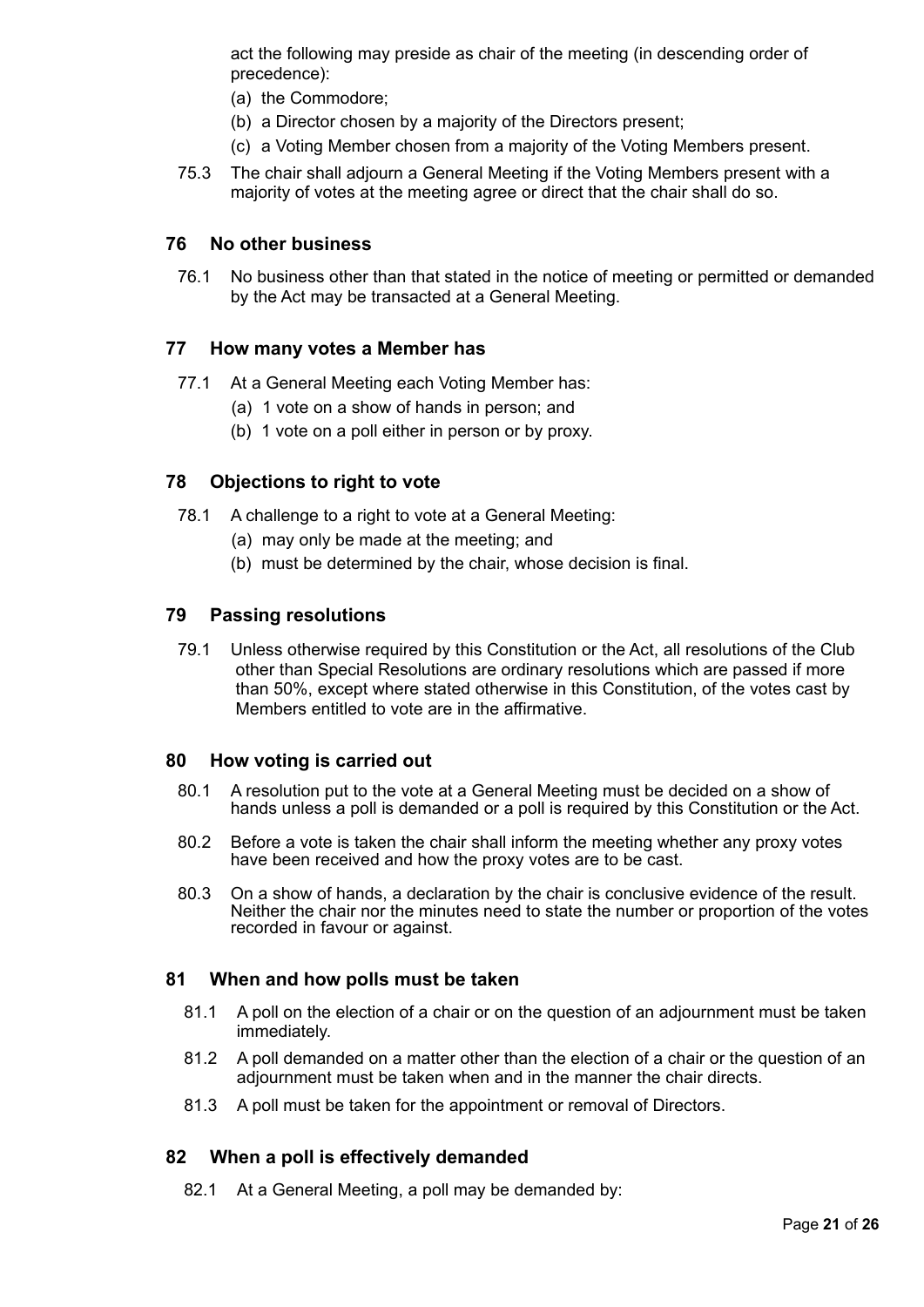act the following may preside as chair of the meeting (in descending order of precedence):

(a) the Commodore;
(b) a Director chosen by a majority of the Directors present;
(c) a Voting Member chosen from a majority of the Voting Members present.

75.3 The chair shall adjourn a General Meeting if the Voting Members present with a majority of votes at the meeting agree or direct that the chair shall do so.

## 76 No other business

76.1 No business other than that stated in the notice of meeting or permitted or demanded by the Act may be transacted at a General Meeting.

## 77 How many votes a Member has

77.1 At a General Meeting each Voting Member has:

(a) 1 vote on a show of hands in person; and
(b) 1 vote on a poll either in person or by proxy.

## 78 Objections to right to vote

78.1 A challenge to a right to vote at a General Meeting:

(a) may only be made at the meeting; and
(b) must be determined by the chair, whose decision is final.

## 79 Passing resolutions

79.1 Unless otherwise required by this Constitution or the Act, all resolutions of the Club other than Special Resolutions are ordinary resolutions which are passed if more than 50%, except where stated otherwise in this Constitution, of the votes cast by Members entitled to vote are in the affirmative.

## 80 How voting is carried out

80.1 A resolution put to the vote at a General Meeting must be decided on a show of hands unless a poll is demanded or a poll is required by this Constitution or the Act.

80.2 Before a vote is taken the chair shall inform the meeting whether any proxy votes have been received and how the proxy votes are to be cast.

80.3 On a show of hands, a declaration by the chair is conclusive evidence of the result. Neither the chair nor the minutes need to state the number or proportion of the votes recorded in favour or against.

## 81 When and how polls must be taken

81.1 A poll on the election of a chair or on the question of an adjournment must be taken immediately.

81.2 A poll demanded on a matter other than the election of a chair or the question of an adjournment must be taken when and in the manner the chair directs.

81.3 A poll must be taken for the appointment or removal of Directors.

## 82 When a poll is effectively demanded

82.1 At a General Meeting, a poll may be demanded by: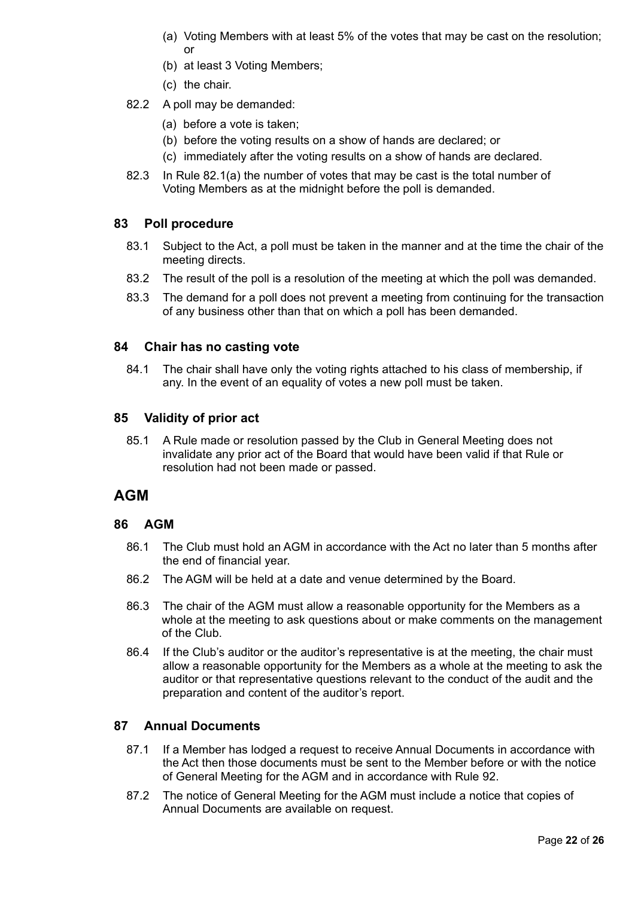(a) Voting Members with at least 5% of the votes that may be cast on the resolution; or

(b) at least 3 Voting Members;

(c) the chair.

82.2 A poll may be demanded:

(a) before a vote is taken;

(b) before the voting results on a show of hands are declared; or

(c) immediately after the voting results on a show of hands are declared.

82.3 In Rule 82.1(a) the number of votes that may be cast is the total number of Voting Members as at the midnight before the poll is demanded.

### 83 Poll procedure

83.1 Subject to the Act, a poll must be taken in the manner and at the time the chair of the meeting directs.

83.2 The result of the poll is a resolution of the meeting at which the poll was demanded.

83.3 The demand for a poll does not prevent a meeting from continuing for the transaction of any business other than that on which a poll has been demanded.

### 84 Chair has no casting vote

84.1 The chair shall have only the voting rights attached to his class of membership, if any. In the event of an equality of votes a new poll must be taken.

### 85 Validity of prior act

85.1 A Rule made or resolution passed by the Club in General Meeting does not invalidate any prior act of the Board that would have been valid if that Rule or resolution had not been made or passed.

## AGM

### 86 AGM

86.1 The Club must hold an AGM in accordance with the Act no later than 5 months after the end of financial year.

86.2 The AGM will be held at a date and venue determined by the Board.

86.3 The chair of the AGM must allow a reasonable opportunity for the Members as a whole at the meeting to ask questions about or make comments on the management of the Club.

86.4 If the Club's auditor or the auditor's representative is at the meeting, the chair must allow a reasonable opportunity for the Members as a whole at the meeting to ask the auditor or that representative questions relevant to the conduct of the audit and the preparation and content of the auditor's report.

### 87 Annual Documents

87.1 If a Member has lodged a request to receive Annual Documents in accordance with the Act then those documents must be sent to the Member before or with the notice of General Meeting for the AGM and in accordance with Rule 92.

87.2 The notice of General Meeting for the AGM must include a notice that copies of Annual Documents are available on request.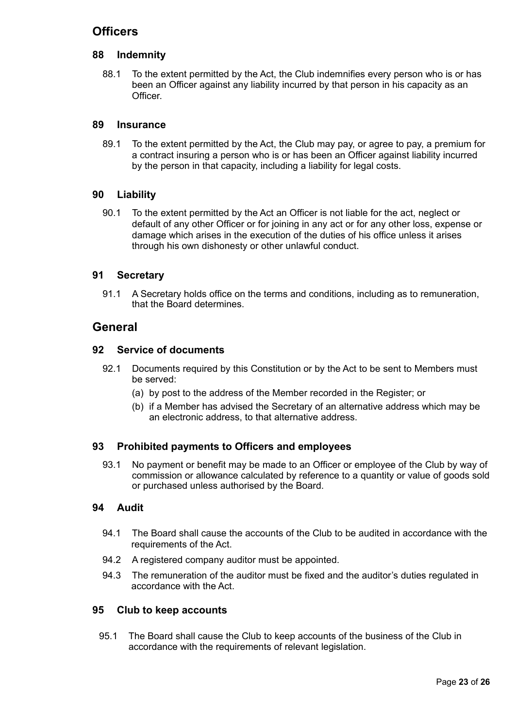## Officers

### 88 Indemnity

88.1 To the extent permitted by the Act, the Club indemnifies every person who is or has been an Officer against any liability incurred by that person in his capacity as an Officer.

### 89 Insurance

89.1 To the extent permitted by the Act, the Club may pay, or agree to pay, a premium for a contract insuring a person who is or has been an Officer against liability incurred by the person in that capacity, including a liability for legal costs.

### 90 Liability

90.1 To the extent permitted by the Act an Officer is not liable for the act, neglect or default of any other Officer or for joining in any act or for any other loss, expense or damage which arises in the execution of the duties of his office unless it arises through his own dishonesty or other unlawful conduct.

### 91 Secretary

91.1 A Secretary holds office on the terms and conditions, including as to remuneration, that the Board determines.

## General

### 92 Service of documents

92.1 Documents required by this Constitution or by the Act to be sent to Members must be served:

(a) by post to the address of the Member recorded in the Register; or

(b) if a Member has advised the Secretary of an alternative address which may be an electronic address, to that alternative address.

### 93 Prohibited payments to Officers and employees

93.1 No payment or benefit may be made to an Officer or employee of the Club by way of commission or allowance calculated by reference to a quantity or value of goods sold or purchased unless authorised by the Board.

### 94 Audit

94.1 The Board shall cause the accounts of the Club to be audited in accordance with the requirements of the Act.

94.2 A registered company auditor must be appointed.

94.3 The remuneration of the auditor must be fixed and the auditor's duties regulated in accordance with the Act.

### 95 Club to keep accounts

95.1 The Board shall cause the Club to keep accounts of the business of the Club in accordance with the requirements of relevant legislation.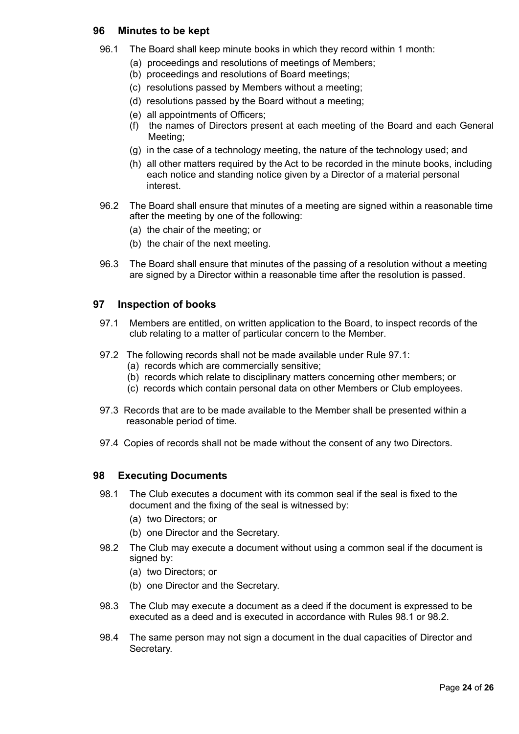## 96 Minutes to be kept

96.1 The Board shall keep minute books in which they record within 1 month:

- (a) proceedings and resolutions of meetings of Members;
- (b) proceedings and resolutions of Board meetings;
- (c) resolutions passed by Members without a meeting;
- (d) resolutions passed by the Board without a meeting;
- (e) all appointments of Officers;
- (f) the names of Directors present at each meeting of the Board and each General Meeting;
- (g) in the case of a technology meeting, the nature of the technology used; and
- (h) all other matters required by the Act to be recorded in the minute books, including each notice and standing notice given by a Director of a material personal interest.

96.2 The Board shall ensure that minutes of a meeting are signed within a reasonable time after the meeting by one of the following:

- (a) the chair of the meeting; or
- (b) the chair of the next meeting.

96.3 The Board shall ensure that minutes of the passing of a resolution without a meeting are signed by a Director within a reasonable time after the resolution is passed.

## 97 Inspection of books

97.1 Members are entitled, on written application to the Board, to inspect records of the club relating to a matter of particular concern to the Member.

97.2 The following records shall not be made available under Rule 97.1:

- (a) records which are commercially sensitive;
- (b) records which relate to disciplinary matters concerning other members; or
- (c) records which contain personal data on other Members or Club employees.

97.3 Records that are to be made available to the Member shall be presented within a reasonable period of time.

97.4 Copies of records shall not be made without the consent of any two Directors.

## 98 Executing Documents

98.1 The Club executes a document with its common seal if the seal is fixed to the document and the fixing of the seal is witnessed by:

- (a) two Directors; or
- (b) one Director and the Secretary.

98.2 The Club may execute a document without using a common seal if the document is signed by:

- (a) two Directors; or
- (b) one Director and the Secretary.

98.3 The Club may execute a document as a deed if the document is expressed to be executed as a deed and is executed in accordance with Rules 98.1 or 98.2.

98.4 The same person may not sign a document in the dual capacities of Director and Secretary.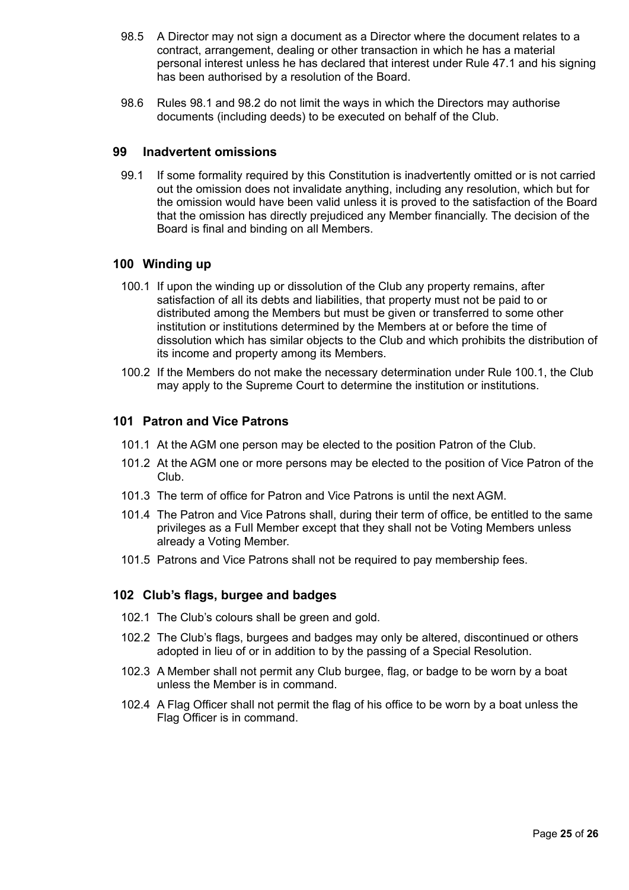98.5 A Director may not sign a document as a Director where the document relates to a contract, arrangement, dealing or other transaction in which he has a material personal interest unless he has declared that interest under Rule 47.1 and his signing has been authorised by a resolution of the Board.

98.6 Rules 98.1 and 98.2 do not limit the ways in which the Directors may authorise documents (including deeds) to be executed on behalf of the Club.

## 99 Inadvertent omissions

99.1 If some formality required by this Constitution is inadvertently omitted or is not carried out the omission does not invalidate anything, including any resolution, which but for the omission would have been valid unless it is proved to the satisfaction of the Board that the omission has directly prejudiced any Member financially. The decision of the Board is final and binding on all Members.

## 100 Winding up

100.1 If upon the winding up or dissolution of the Club any property remains, after satisfaction of all its debts and liabilities, that property must not be paid to or distributed among the Members but must be given or transferred to some other institution or institutions determined by the Members at or before the time of dissolution which has similar objects to the Club and which prohibits the distribution of its income and property among its Members.

100.2 If the Members do not make the necessary determination under Rule 100.1, the Club may apply to the Supreme Court to determine the institution or institutions.

## 101 Patron and Vice Patrons

101.1 At the AGM one person may be elected to the position Patron of the Club.

101.2 At the AGM one or more persons may be elected to the position of Vice Patron of the Club.

101.3 The term of office for Patron and Vice Patrons is until the next AGM.

101.4 The Patron and Vice Patrons shall, during their term of office, be entitled to the same privileges as a Full Member except that they shall not be Voting Members unless already a Voting Member.

101.5 Patrons and Vice Patrons shall not be required to pay membership fees.

## 102 Club's flags, burgee and badges

102.1 The Club's colours shall be green and gold.

102.2 The Club's flags, burgees and badges may only be altered, discontinued or others adopted in lieu of or in addition to by the passing of a Special Resolution.

102.3 A Member shall not permit any Club burgee, flag, or badge to be worn by a boat unless the Member is in command.

102.4 A Flag Officer shall not permit the flag of his office to be worn by a boat unless the Flag Officer is in command.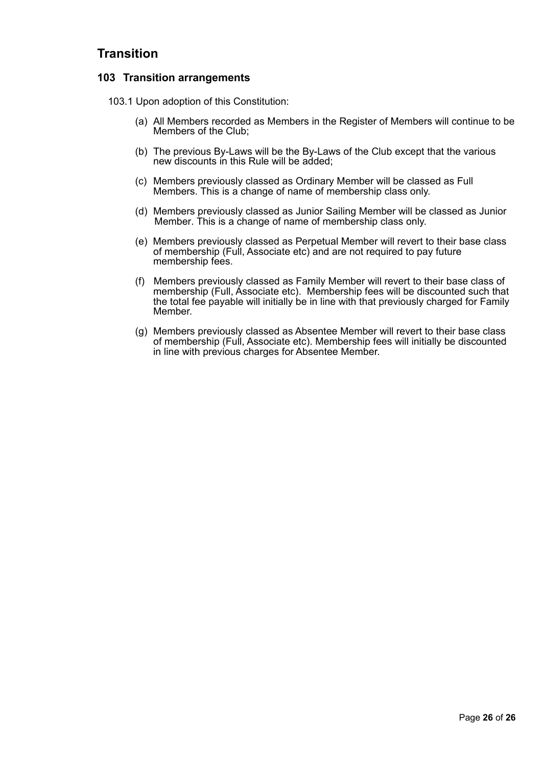## Transition

### 103 Transition arrangements

103.1 Upon adoption of this Constitution:

(a) All Members recorded as Members in the Register of Members will continue to be Members of the Club;

(b) The previous By-Laws will be the By-Laws of the Club except that the various new discounts in this Rule will be added;

(c) Members previously classed as Ordinary Member will be classed as Full Members. This is a change of name of membership class only.

(d) Members previously classed as Junior Sailing Member will be classed as Junior Member. This is a change of name of membership class only.

(e) Members previously classed as Perpetual Member will revert to their base class of membership (Full, Associate etc) and are not required to pay future membership fees.

(f) Members previously classed as Family Member will revert to their base class of membership (Full, Associate etc). Membership fees will be discounted such that the total fee payable will initially be in line with that previously charged for Family Member.

(g) Members previously classed as Absentee Member will revert to their base class of membership (Full, Associate etc). Membership fees will initially be discounted in line with previous charges for Absentee Member.